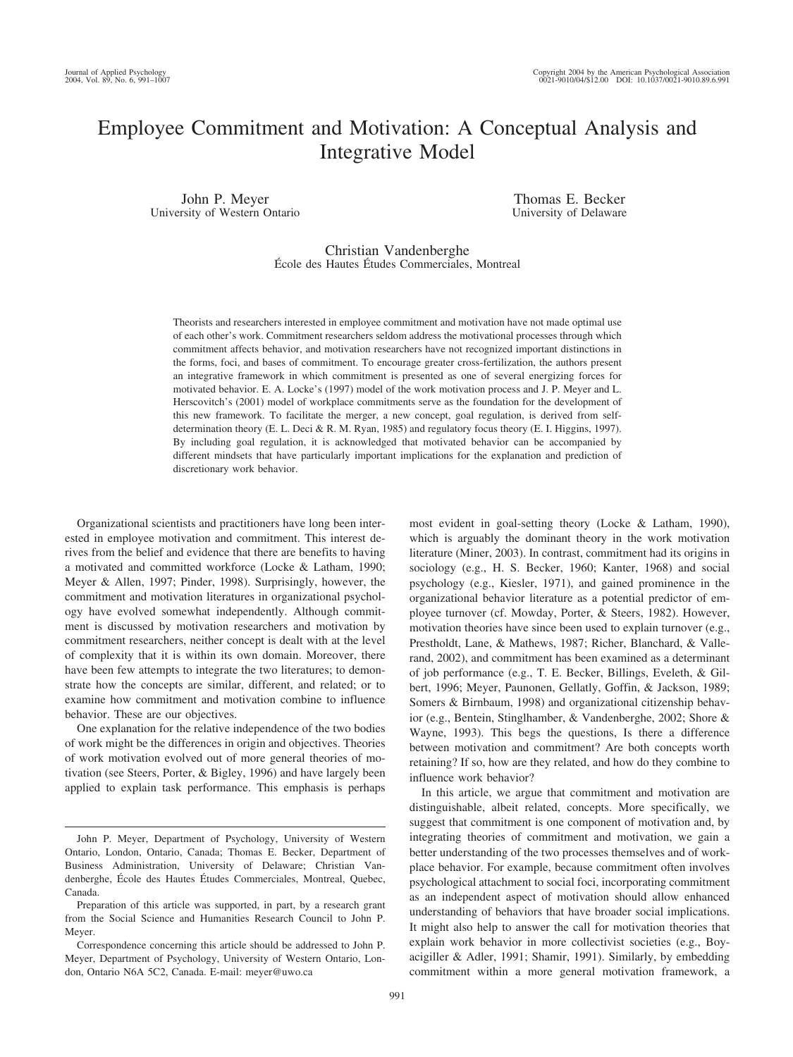# Employee Commitment and Motivation: A Conceptual Analysis and Integrative Model

John P. Meyer
University of Western Ontario

Thomas E. Becker
University of Delaware

Christian Vandenberghe
École des Hautes Études Commerciales, Montreal

Theorists and researchers interested in employee commitment and motivation have not made optimal use of each other's work. Commitment researchers seldom address the motivational processes through which commitment affects behavior, and motivation researchers have not recognized important distinctions in the forms, foci, and bases of commitment. To encourage greater cross-fertilization, the authors present an integrative framework in which commitment is presented as one of several energizing forces for motivated behavior. E. A. Locke's (1997) model of the work motivation process and J. P. Meyer and L. Herscovitch's (2001) model of workplace commitments serve as the foundation for the development of this new framework. To facilitate the merger, a new concept, goal regulation, is derived from self-determination theory (E. L. Deci & R. M. Ryan, 1985) and regulatory focus theory (E. I. Higgins, 1997). By including goal regulation, it is acknowledged that motivated behavior can be accompanied by different mindsets that have particularly important implications for the explanation and prediction of discretionary work behavior.

Organizational scientists and practitioners have long been interested in employee motivation and commitment. This interest derives from the belief and evidence that there are benefits to having a motivated and committed workforce (Locke & Latham, 1990; Meyer & Allen, 1997; Pinder, 1998). Surprisingly, however, the commitment and motivation literatures in organizational psychology have evolved somewhat independently. Although commitment is discussed by motivation researchers and motivation by commitment researchers, neither concept is dealt with at the level of complexity that it is within its own domain. Moreover, there have been few attempts to integrate the two literatures; to demonstrate how the concepts are similar, different, and related; or to examine how commitment and motivation combine to influence behavior. These are our objectives.

One explanation for the relative independence of the two bodies of work might be the differences in origin and objectives. Theories of work motivation evolved out of more general theories of motivation (see Steers, Porter, & Bigley, 1996) and have largely been applied to explain task performance. This emphasis is perhaps most evident in goal-setting theory (Locke & Latham, 1990), which is arguably the dominant theory in the work motivation literature (Miner, 2003). In contrast, commitment had its origins in sociology (e.g., H. S. Becker, 1960; Kanter, 1968) and social psychology (e.g., Kiesler, 1971), and gained prominence in the organizational behavior literature as a potential predictor of employee turnover (cf. Mowday, Porter, & Steers, 1982). However, motivation theories have since been used to explain turnover (e.g., Prestholdt, Lane, & Mathews, 1987; Richer, Blanchard, & Vallerand, 2002), and commitment has been examined as a determinant of job performance (e.g., T. E. Becker, Billings, Eveleth, & Gilbert, 1996; Meyer, Paunonen, Gellatly, Goffin, & Jackson, 1989; Somers & Birnbaum, 1998) and organizational citizenship behavior (e.g., Bentein, Stinglhamber, & Vandenberghe, 2002; Shore & Wayne, 1993). This begs the questions, Is there a difference between motivation and commitment? Are both concepts worth retaining? If so, how are they related, and how do they combine to influence work behavior?

In this article, we argue that commitment and motivation are distinguishable, albeit related, concepts. More specifically, we suggest that commitment is one component of motivation and, by integrating theories of commitment and motivation, we gain a better understanding of the two processes themselves and of workplace behavior. For example, because commitment often involves psychological attachment to social foci, incorporating commitment as an independent aspect of motivation should allow enhanced understanding of behaviors that have broader social implications. It might also help to answer the call for motivation theories that explain work behavior in more collectivist societies (e.g., Boyacigiller & Adler, 1991; Shamir, 1991). Similarly, by embedding commitment within a more general motivation framework, a

---

John P. Meyer, Department of Psychology, University of Western Ontario, London, Ontario, Canada; Thomas E. Becker, Department of Business Administration, University of Delaware; Christian Vandenberghe, École des Hautes Études Commerciales, Montreal, Quebec, Canada.

Preparation of this article was supported, in part, by a research grant from the Social Science and Humanities Research Council to John P. Meyer.

Correspondence concerning this article should be addressed to John P. Meyer, Department of Psychology, University of Western Ontario, London, Ontario N6A 5C2, Canada. E-mail: meyer@uwo.ca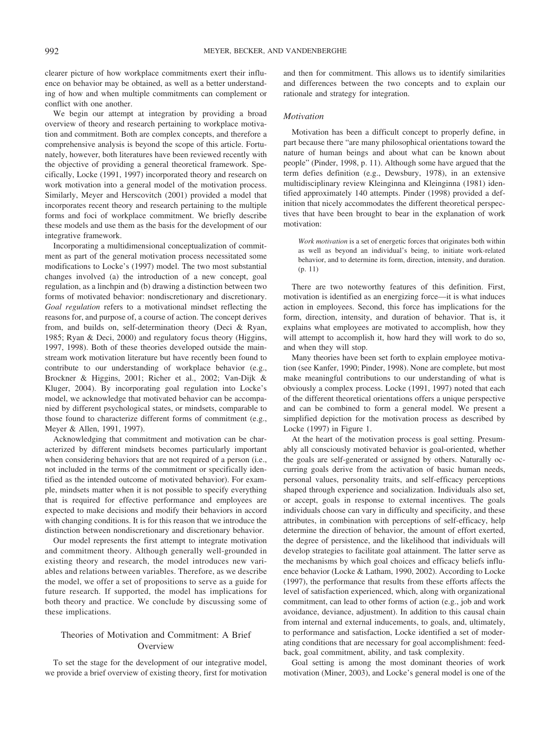clearer picture of how workplace commitments exert their influence on behavior may be obtained, as well as a better understanding of how and when multiple commitments can complement or conflict with one another.

We begin our attempt at integration by providing a broad overview of theory and research pertaining to workplace motivation and commitment. Both are complex concepts, and therefore a comprehensive analysis is beyond the scope of this article. Fortunately, however, both literatures have been reviewed recently with the objective of providing a general theoretical framework. Specifically, Locke (1991, 1997) incorporated theory and research on work motivation into a general model of the motivation process. Similarly, Meyer and Herscovitch (2001) provided a model that incorporates recent theory and research pertaining to the multiple forms and foci of workplace commitment. We briefly describe these models and use them as the basis for the development of our integrative framework.

Incorporating a multidimensional conceptualization of commitment as part of the general motivation process necessitated some modifications to Locke's (1997) model. The two most substantial changes involved (a) the introduction of a new concept, goal regulation, as a linchpin and (b) drawing a distinction between two forms of motivated behavior: nondiscretionary and discretionary. *Goal regulation* refers to a motivational mindset reflecting the reasons for, and purpose of, a course of action. The concept derives from, and builds on, self-determination theory (Deci & Ryan, 1985; Ryan & Deci, 2000) and regulatory focus theory (Higgins, 1997, 1998). Both of these theories developed outside the mainstream work motivation literature but have recently been found to contribute to our understanding of workplace behavior (e.g., Brockner & Higgins, 2001; Richer et al., 2002; Van-Dijk & Kluger, 2004). By incorporating goal regulation into Locke's model, we acknowledge that motivated behavior can be accompanied by different psychological states, or mindsets, comparable to those found to characterize different forms of commitment (e.g., Meyer & Allen, 1991, 1997).

Acknowledging that commitment and motivation can be characterized by different mindsets becomes particularly important when considering behaviors that are not required of a person (i.e., not included in the terms of the commitment or specifically identified as the intended outcome of motivated behavior). For example, mindsets matter when it is not possible to specify everything that is required for effective performance and employees are expected to make decisions and modify their behaviors in accord with changing conditions. It is for this reason that we introduce the distinction between nondiscretionary and discretionary behavior.

Our model represents the first attempt to integrate motivation and commitment theory. Although generally well-grounded in existing theory and research, the model introduces new variables and relations between variables. Therefore, as we describe the model, we offer a set of propositions to serve as a guide for future research. If supported, the model has implications for both theory and practice. We conclude by discussing some of these implications.

## Theories of Motivation and Commitment: A Brief Overview

To set the stage for the development of our integrative model, we provide a brief overview of existing theory, first for motivation and then for commitment. This allows us to identify similarities and differences between the two concepts and to explain our rationale and strategy for integration.

### *Motivation*

Motivation has been a difficult concept to properly define, in part because there "are many philosophical orientations toward the nature of human beings and about what can be known about people" (Pinder, 1998, p. 11). Although some have argued that the term defies definition (e.g., Dewsbury, 1978), in an extensive multidisciplinary review Kleinginna and Kleinginna (1981) identified approximately 140 attempts. Pinder (1998) provided a definition that nicely accommodates the different theoretical perspectives that have been brought to bear in the explanation of work motivation:

> *Work motivation* is a set of energetic forces that originates both within as well as beyond an individual's being, to initiate work-related behavior, and to determine its form, direction, intensity, and duration. (p. 11)

There are two noteworthy features of this definition. First, motivation is identified as an energizing force—it is what induces action in employees. Second, this force has implications for the form, direction, intensity, and duration of behavior. That is, it explains what employees are motivated to accomplish, how they will attempt to accomplish it, how hard they will work to do so, and when they will stop.

Many theories have been set forth to explain employee motivation (see Kanfer, 1990; Pinder, 1998). None are complete, but most make meaningful contributions to our understanding of what is obviously a complex process. Locke (1991, 1997) noted that each of the different theoretical orientations offers a unique perspective and can be combined to form a general model. We present a simplified depiction for the motivation process as described by Locke (1997) in Figure 1.

At the heart of the motivation process is goal setting. Presumably all consciously motivated behavior is goal-oriented, whether the goals are self-generated or assigned by others. Naturally occurring goals derive from the activation of basic human needs, personal values, personality traits, and self-efficacy perceptions shaped through experience and socialization. Individuals also set, or accept, goals in response to external incentives. The goals individuals choose can vary in difficulty and specificity, and these attributes, in combination with perceptions of self-efficacy, help determine the direction of behavior, the amount of effort exerted, the degree of persistence, and the likelihood that individuals will develop strategies to facilitate goal attainment. The latter serve as the mechanisms by which goal choices and efficacy beliefs influence behavior (Locke & Latham, 1990, 2002). According to Locke (1997), the performance that results from these efforts affects the level of satisfaction experienced, which, along with organizational commitment, can lead to other forms of action (e.g., job and work avoidance, deviance, adjustment). In addition to this causal chain from internal and external inducements, to goals, and, ultimately, to performance and satisfaction, Locke identified a set of moderating conditions that are necessary for goal accomplishment: feedback, goal commitment, ability, and task complexity.

Goal setting is among the most dominant theories of work motivation (Miner, 2003), and Locke's general model is one of the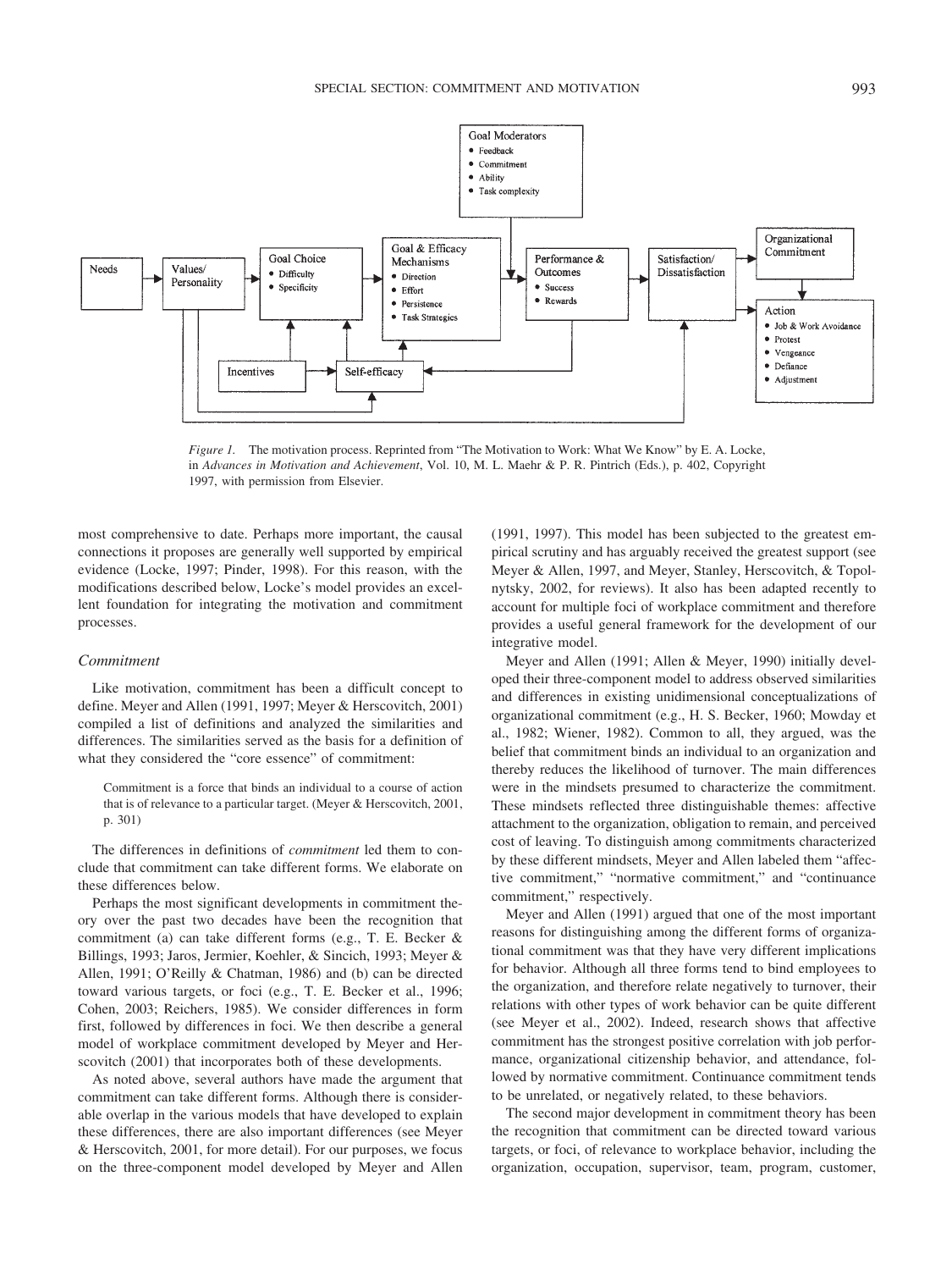*Figure 1.* The motivation process. Reprinted from "The Motivation to Work: What We Know" by E. A. Locke, in *Advances in Motivation and Achievement*, Vol. 10, M. L. Maehr & P. R. Pintrich (Eds.), p. 402, Copyright 1997, with permission from Elsevier.

most comprehensive to date. Perhaps more important, the causal connections it proposes are generally well supported by empirical evidence (Locke, 1997; Pinder, 1998). For this reason, with the modifications described below, Locke's model provides an excellent foundation for integrating the motivation and commitment processes.

### *Commitment*

Like motivation, commitment has been a difficult concept to define. Meyer and Allen (1991, 1997; Meyer & Herscovitch, 2001) compiled a list of definitions and analyzed the similarities and differences. The similarities served as the basis for a definition of what they considered the "core essence" of commitment:

> Commitment is a force that binds an individual to a course of action that is of relevance to a particular target. (Meyer & Herscovitch, 2001, p. 301)

The differences in definitions of *commitment* led them to conclude that commitment can take different forms. We elaborate on these differences below.

Perhaps the most significant developments in commitment theory over the past two decades have been the recognition that commitment (a) can take different forms (e.g., T. E. Becker & Billings, 1993; Jaros, Jermier, Koehler, & Sincich, 1993; Meyer & Allen, 1991; O'Reilly & Chatman, 1986) and (b) can be directed toward various targets, or foci (e.g., T. E. Becker et al., 1996; Cohen, 2003; Reichers, 1985). We consider differences in form first, followed by differences in foci. We then describe a general model of workplace commitment developed by Meyer and Herscovitch (2001) that incorporates both of these developments.

As noted above, several authors have made the argument that commitment can take different forms. Although there is considerable overlap in the various models that have developed to explain these differences, there are also important differences (see Meyer & Herscovitch, 2001, for more detail). For our purposes, we focus on the three-component model developed by Meyer and Allen (1991, 1997). This model has been subjected to the greatest empirical scrutiny and has arguably received the greatest support (see Meyer & Allen, 1997, and Meyer, Stanley, Herscovitch, & Topolnytsky, 2002, for reviews). It also has been adapted recently to account for multiple foci of workplace commitment and therefore provides a useful general framework for the development of our integrative model.

Meyer and Allen (1991; Allen & Meyer, 1990) initially developed their three-component model to address observed similarities and differences in existing unidimensional conceptualizations of organizational commitment (e.g., H. S. Becker, 1960; Mowday et al., 1982; Wiener, 1982). Common to all, they argued, was the belief that commitment binds an individual to an organization and thereby reduces the likelihood of turnover. The main differences were in the mindsets presumed to characterize the commitment. These mindsets reflected three distinguishable themes: affective attachment to the organization, obligation to remain, and perceived cost of leaving. To distinguish among commitments characterized by these different mindsets, Meyer and Allen labeled them "affective commitment," "normative commitment," and "continuance commitment," respectively.

Meyer and Allen (1991) argued that one of the most important reasons for distinguishing among the different forms of organizational commitment was that they have very different implications for behavior. Although all three forms tend to bind employees to the organization, and therefore relate negatively to turnover, their relations with other types of work behavior can be quite different (see Meyer et al., 2002). Indeed, research shows that affective commitment has the strongest positive correlation with job performance, organizational citizenship behavior, and attendance, followed by normative commitment. Continuance commitment tends to be unrelated, or negatively related, to these behaviors.

The second major development in commitment theory has been the recognition that commitment can be directed toward various targets, or foci, of relevance to workplace behavior, including the organization, occupation, supervisor, team, program, customer,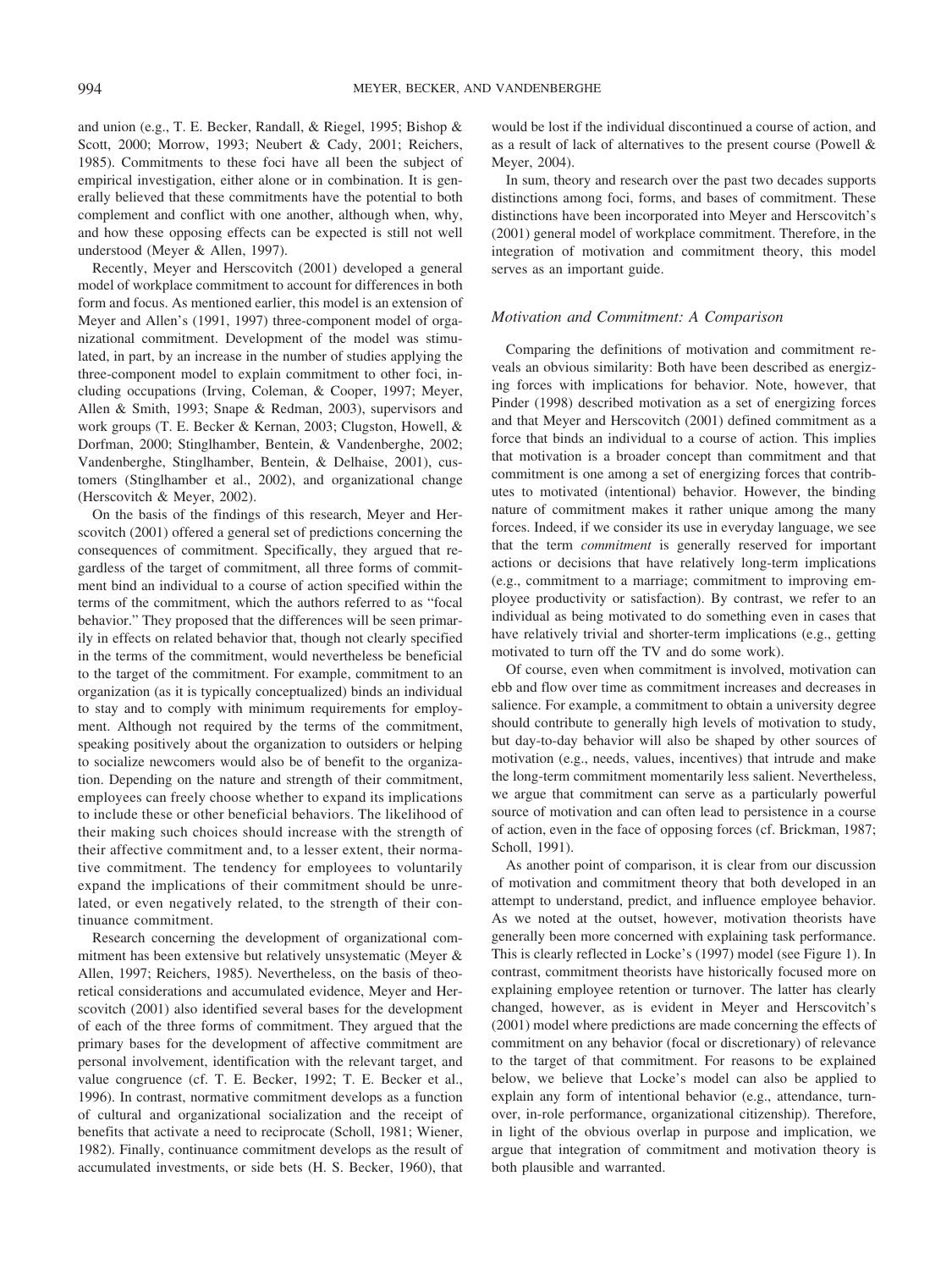and union (e.g., T. E. Becker, Randall, & Riegel, 1995; Bishop & Scott, 2000; Morrow, 1993; Neubert & Cady, 2001; Reichers, 1985). Commitments to these foci have all been the subject of empirical investigation, either alone or in combination. It is generally believed that these commitments have the potential to both complement and conflict with one another, although when, why, and how these opposing effects can be expected is still not well understood (Meyer & Allen, 1997).

Recently, Meyer and Herscovitch (2001) developed a general model of workplace commitment to account for differences in both form and focus. As mentioned earlier, this model is an extension of Meyer and Allen's (1991, 1997) three-component model of organizational commitment. Development of the model was stimulated, in part, by an increase in the number of studies applying the three-component model to explain commitment to other foci, including occupations (Irving, Coleman, & Cooper, 1997; Meyer, Allen & Smith, 1993; Snape & Redman, 2003), supervisors and work groups (T. E. Becker & Kernan, 2003; Clugston, Howell, & Dorfman, 2000; Stinglhamber, Bentein, & Vandenberghe, 2002; Vandenberghe, Stinglhamber, Bentein, & Delhaise, 2001), customers (Stinglhamber et al., 2002), and organizational change (Herscovitch & Meyer, 2002).

On the basis of the findings of this research, Meyer and Herscovitch (2001) offered a general set of predictions concerning the consequences of commitment. Specifically, they argued that regardless of the target of commitment, all three forms of commitment bind an individual to a course of action specified within the terms of the commitment, which the authors referred to as "focal behavior." They proposed that the differences will be seen primarily in effects on related behavior that, though not clearly specified in the terms of the commitment, would nevertheless be beneficial to the target of the commitment. For example, commitment to an organization (as it is typically conceptualized) binds an individual to stay and to comply with minimum requirements for employment. Although not required by the terms of the commitment, speaking positively about the organization to outsiders or helping to socialize newcomers would also be of benefit to the organization. Depending on the nature and strength of their commitment, employees can freely choose whether to expand its implications to include these or other beneficial behaviors. The likelihood of their making such choices should increase with the strength of their affective commitment and, to a lesser extent, their normative commitment. The tendency for employees to voluntarily expand the implications of their commitment should be unrelated, or even negatively related, to the strength of their continuance commitment.

Research concerning the development of organizational commitment has been extensive but relatively unsystematic (Meyer & Allen, 1997; Reichers, 1985). Nevertheless, on the basis of theoretical considerations and accumulated evidence, Meyer and Herscovitch (2001) also identified several bases for the development of each of the three forms of commitment. They argued that the primary bases for the development of affective commitment are personal involvement, identification with the relevant target, and value congruence (cf. T. E. Becker, 1992; T. E. Becker et al., 1996). In contrast, normative commitment develops as a function of cultural and organizational socialization and the receipt of benefits that activate a need to reciprocate (Scholl, 1981; Wiener, 1982). Finally, continuance commitment develops as the result of accumulated investments, or side bets (H. S. Becker, 1960), that would be lost if the individual discontinued a course of action, and as a result of lack of alternatives to the present course (Powell & Meyer, 2004).

In sum, theory and research over the past two decades supports distinctions among foci, forms, and bases of commitment. These distinctions have been incorporated into Meyer and Herscovitch's (2001) general model of workplace commitment. Therefore, in the integration of motivation and commitment theory, this model serves as an important guide.

### *Motivation and Commitment: A Comparison*

Comparing the definitions of motivation and commitment reveals an obvious similarity: Both have been described as energizing forces with implications for behavior. Note, however, that Pinder (1998) described motivation as a set of energizing forces and that Meyer and Herscovitch (2001) defined commitment as a force that binds an individual to a course of action. This implies that motivation is a broader concept than commitment and that commitment is one among a set of energizing forces that contributes to motivated (intentional) behavior. However, the binding nature of commitment makes it rather unique among the many forces. Indeed, if we consider its use in everyday language, we see that the term *commitment* is generally reserved for important actions or decisions that have relatively long-term implications (e.g., commitment to a marriage; commitment to improving employee productivity or satisfaction). By contrast, we refer to an individual as being motivated to do something even in cases that have relatively trivial and shorter-term implications (e.g., getting motivated to turn off the TV and do some work).

Of course, even when commitment is involved, motivation can ebb and flow over time as commitment increases and decreases in salience. For example, a commitment to obtain a university degree should contribute to generally high levels of motivation to study, but day-to-day behavior will also be shaped by other sources of motivation (e.g., needs, values, incentives) that intrude and make the long-term commitment momentarily less salient. Nevertheless, we argue that commitment can serve as a particularly powerful source of motivation and can often lead to persistence in a course of action, even in the face of opposing forces (cf. Brickman, 1987; Scholl, 1991).

As another point of comparison, it is clear from our discussion of motivation and commitment theory that both developed in an attempt to understand, predict, and influence employee behavior. As we noted at the outset, however, motivation theorists have generally been more concerned with explaining task performance. This is clearly reflected in Locke's (1997) model (see Figure 1). In contrast, commitment theorists have historically focused more on explaining employee retention or turnover. The latter has clearly changed, however, as is evident in Meyer and Herscovitch's (2001) model where predictions are made concerning the effects of commitment on any behavior (focal or discretionary) of relevance to the target of that commitment. For reasons to be explained below, we believe that Locke's model can also be applied to explain any form of intentional behavior (e.g., attendance, turnover, in-role performance, organizational citizenship). Therefore, in light of the obvious overlap in purpose and implication, we argue that integration of commitment and motivation theory is both plausible and warranted.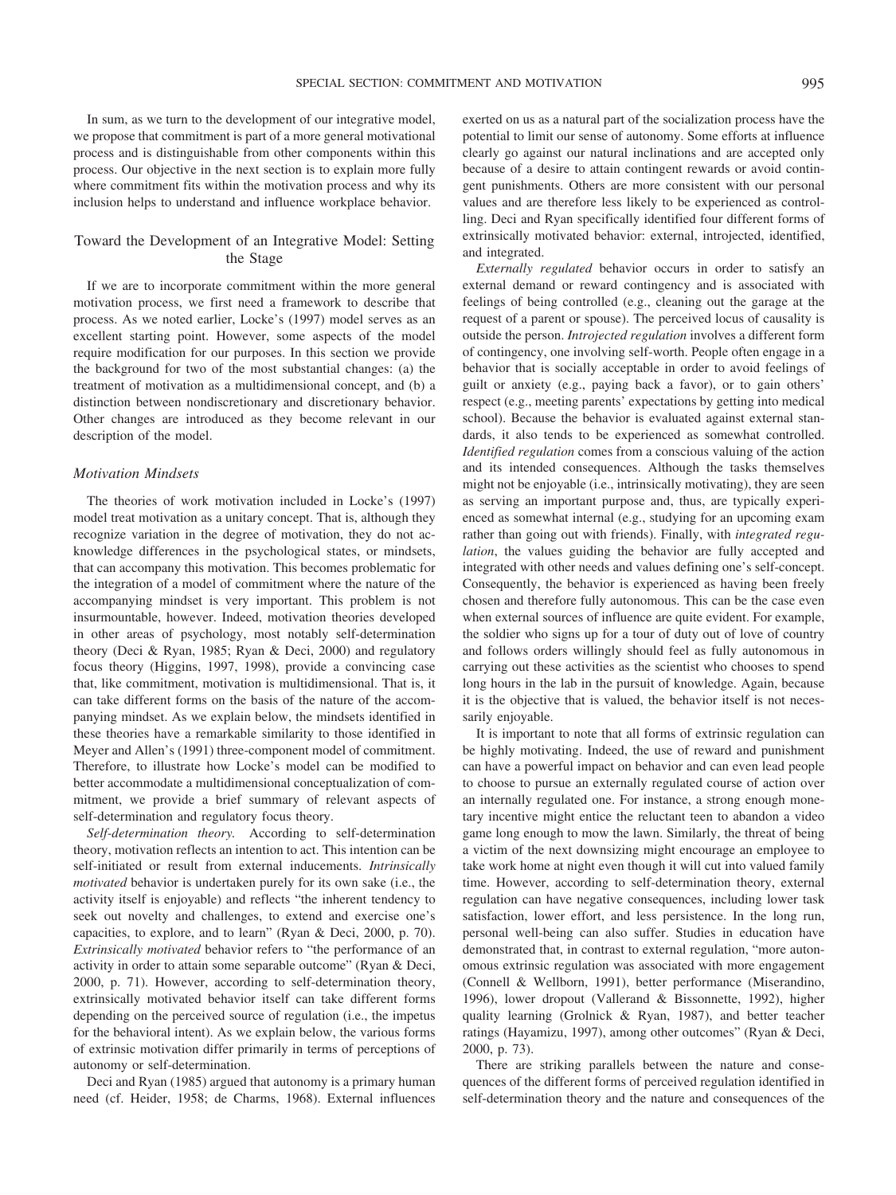In sum, as we turn to the development of our integrative model, we propose that commitment is part of a more general motivational process and is distinguishable from other components within this process. Our objective in the next section is to explain more fully where commitment fits within the motivation process and why its inclusion helps to understand and influence workplace behavior.

## Toward the Development of an Integrative Model: Setting the Stage

If we are to incorporate commitment within the more general motivation process, we first need a framework to describe that process. As we noted earlier, Locke's (1997) model serves as an excellent starting point. However, some aspects of the model require modification for our purposes. In this section we provide the background for two of the most substantial changes: (a) the treatment of motivation as a multidimensional concept, and (b) a distinction between nondiscretionary and discretionary behavior. Other changes are introduced as they become relevant in our description of the model.

### *Motivation Mindsets*

The theories of work motivation included in Locke's (1997) model treat motivation as a unitary concept. That is, although they recognize variation in the degree of motivation, they do not acknowledge differences in the psychological states, or mindsets, that can accompany this motivation. This becomes problematic for the integration of a model of commitment where the nature of the accompanying mindset is very important. This problem is not insurmountable, however. Indeed, motivation theories developed in other areas of psychology, most notably self-determination theory (Deci & Ryan, 1985; Ryan & Deci, 2000) and regulatory focus theory (Higgins, 1997, 1998), provide a convincing case that, like commitment, motivation is multidimensional. That is, it can take different forms on the basis of the nature of the accompanying mindset. As we explain below, the mindsets identified in these theories have a remarkable similarity to those identified in Meyer and Allen's (1991) three-component model of commitment. Therefore, to illustrate how Locke's model can be modified to better accommodate a multidimensional conceptualization of commitment, we provide a brief summary of relevant aspects of self-determination and regulatory focus theory.

*Self-determination theory.* According to self-determination theory, motivation reflects an intention to act. This intention can be self-initiated or result from external inducements. *Intrinsically motivated* behavior is undertaken purely for its own sake (i.e., the activity itself is enjoyable) and reflects "the inherent tendency to seek out novelty and challenges, to extend and exercise one's capacities, to explore, and to learn" (Ryan & Deci, 2000, p. 70). *Extrinsically motivated* behavior refers to "the performance of an activity in order to attain some separable outcome" (Ryan & Deci, 2000, p. 71). However, according to self-determination theory, extrinsically motivated behavior itself can take different forms depending on the perceived source of regulation (i.e., the impetus for the behavioral intent). As we explain below, the various forms of extrinsic motivation differ primarily in terms of perceptions of autonomy or self-determination.

Deci and Ryan (1985) argued that autonomy is a primary human need (cf. Heider, 1958; de Charms, 1968). External influences exerted on us as a natural part of the socialization process have the potential to limit our sense of autonomy. Some efforts at influence clearly go against our natural inclinations and are accepted only because of a desire to attain contingent rewards or avoid contingent punishments. Others are more consistent with our personal values and are therefore less likely to be experienced as controlling. Deci and Ryan specifically identified four different forms of extrinsically motivated behavior: external, introjected, identified, and integrated.

*Externally regulated* behavior occurs in order to satisfy an external demand or reward contingency and is associated with feelings of being controlled (e.g., cleaning out the garage at the request of a parent or spouse). The perceived locus of causality is outside the person. *Introjected regulation* involves a different form of contingency, one involving self-worth. People often engage in a behavior that is socially acceptable in order to avoid feelings of guilt or anxiety (e.g., paying back a favor), or to gain others' respect (e.g., meeting parents' expectations by getting into medical school). Because the behavior is evaluated against external standards, it also tends to be experienced as somewhat controlled. *Identified regulation* comes from a conscious valuing of the action and its intended consequences. Although the tasks themselves might not be enjoyable (i.e., intrinsically motivating), they are seen as serving an important purpose and, thus, are typically experienced as somewhat internal (e.g., studying for an upcoming exam rather than going out with friends). Finally, with *integrated regulation*, the values guiding the behavior are fully accepted and integrated with other needs and values defining one's self-concept. Consequently, the behavior is experienced as having been freely chosen and therefore fully autonomous. This can be the case even when external sources of influence are quite evident. For example, the soldier who signs up for a tour of duty out of love of country and follows orders willingly should feel as fully autonomous in carrying out these activities as the scientist who chooses to spend long hours in the lab in the pursuit of knowledge. Again, because it is the objective that is valued, the behavior itself is not necessarily enjoyable.

It is important to note that all forms of extrinsic regulation can be highly motivating. Indeed, the use of reward and punishment can have a powerful impact on behavior and can even lead people to choose to pursue an externally regulated course of action over an internally regulated one. For instance, a strong enough monetary incentive might entice the reluctant teen to abandon a video game long enough to mow the lawn. Similarly, the threat of being a victim of the next downsizing might encourage an employee to take work home at night even though it will cut into valued family time. However, according to self-determination theory, external regulation can have negative consequences, including lower task satisfaction, lower effort, and less persistence. In the long run, personal well-being can also suffer. Studies in education have demonstrated that, in contrast to external regulation, "more autonomous extrinsic regulation was associated with more engagement (Connell & Wellborn, 1991), better performance (Miserandino, 1996), lower dropout (Vallerand & Bissonnette, 1992), higher quality learning (Grolnick & Ryan, 1987), and better teacher ratings (Hayamizu, 1997), among other outcomes" (Ryan & Deci, 2000, p. 73).

There are striking parallels between the nature and consequences of the different forms of perceived regulation identified in self-determination theory and the nature and consequences of the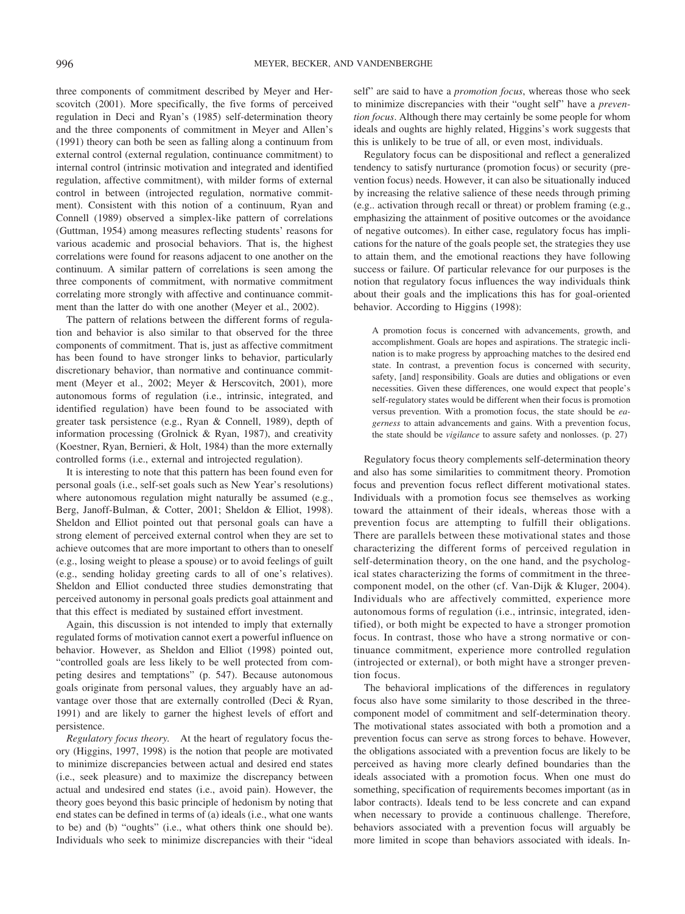three components of commitment described by Meyer and Herscovitch (2001). More specifically, the five forms of perceived regulation in Deci and Ryan's (1985) self-determination theory and the three components of commitment in Meyer and Allen's (1991) theory can both be seen as falling along a continuum from external control (external regulation, continuance commitment) to internal control (intrinsic motivation and integrated and identified regulation, affective commitment), with milder forms of external control in between (introjected regulation, normative commitment). Consistent with this notion of a continuum, Ryan and Connell (1989) observed a simplex-like pattern of correlations (Guttman, 1954) among measures reflecting students' reasons for various academic and prosocial behaviors. That is, the highest correlations were found for reasons adjacent to one another on the continuum. A similar pattern of correlations is seen among the three components of commitment, with normative commitment correlating more strongly with affective and continuance commitment than the latter do with one another (Meyer et al., 2002).

The pattern of relations between the different forms of regulation and behavior is also similar to that observed for the three components of commitment. That is, just as affective commitment has been found to have stronger links to behavior, particularly discretionary behavior, than normative and continuance commitment (Meyer et al., 2002; Meyer & Herscovitch, 2001), more autonomous forms of regulation (i.e., intrinsic, integrated, and identified regulation) have been found to be associated with greater task persistence (e.g., Ryan & Connell, 1989), depth of information processing (Grolnick & Ryan, 1987), and creativity (Koestner, Ryan, Bernieri, & Holt, 1984) than the more externally controlled forms (i.e., external and introjected regulation).

It is interesting to note that this pattern has been found even for personal goals (i.e., self-set goals such as New Year's resolutions) where autonomous regulation might naturally be assumed (e.g., Berg, Janoff-Bulman, & Cotter, 2001; Sheldon & Elliot, 1998). Sheldon and Elliot pointed out that personal goals can have a strong element of perceived external control when they are set to achieve outcomes that are more important to others than to oneself (e.g., losing weight to please a spouse) or to avoid feelings of guilt (e.g., sending holiday greeting cards to all of one's relatives). Sheldon and Elliot conducted three studies demonstrating that perceived autonomy in personal goals predicts goal attainment and that this effect is mediated by sustained effort investment.

Again, this discussion is not intended to imply that externally regulated forms of motivation cannot exert a powerful influence on behavior. However, as Sheldon and Elliot (1998) pointed out, "controlled goals are less likely to be well protected from competing desires and temptations" (p. 547). Because autonomous goals originate from personal values, they arguably have an advantage over those that are externally controlled (Deci & Ryan, 1991) and are likely to garner the highest levels of effort and persistence.

*Regulatory focus theory.* At the heart of regulatory focus theory (Higgins, 1997, 1998) is the notion that people are motivated to minimize discrepancies between actual and desired end states (i.e., seek pleasure) and to maximize the discrepancy between actual and undesired end states (i.e., avoid pain). However, the theory goes beyond this basic principle of hedonism by noting that end states can be defined in terms of (a) ideals (i.e., what one wants to be) and (b) "oughts" (i.e., what others think one should be). Individuals who seek to minimize discrepancies with their "ideal self" are said to have a *promotion focus*, whereas those who seek to minimize discrepancies with their "ought self" have a *prevention focus*. Although there may certainly be some people for whom ideals and oughts are highly related, Higgins's work suggests that this is unlikely to be true of all, or even most, individuals.

Regulatory focus can be dispositional and reflect a generalized tendency to satisfy nurturance (promotion focus) or security (prevention focus) needs. However, it can also be situationally induced by increasing the relative salience of these needs through priming (e.g.. activation through recall or threat) or problem framing (e.g., emphasizing the attainment of positive outcomes or the avoidance of negative outcomes). In either case, regulatory focus has implications for the nature of the goals people set, the strategies they use to attain them, and the emotional reactions they have following success or failure. Of particular relevance for our purposes is the notion that regulatory focus influences the way individuals think about their goals and the implications this has for goal-oriented behavior. According to Higgins (1998):

> A promotion focus is concerned with advancements, growth, and accomplishment. Goals are hopes and aspirations. The strategic inclination is to make progress by approaching matches to the desired end state. In contrast, a prevention focus is concerned with security, safety, [and] responsibility. Goals are duties and obligations or even necessities. Given these differences, one would expect that people's self-regulatory states would be different when their focus is promotion versus prevention. With a promotion focus, the state should be *eagerness* to attain advancements and gains. With a prevention focus, the state should be *vigilance* to assure safety and nonlosses. (p. 27)

Regulatory focus theory complements self-determination theory and also has some similarities to commitment theory. Promotion focus and prevention focus reflect different motivational states. Individuals with a promotion focus see themselves as working toward the attainment of their ideals, whereas those with a prevention focus are attempting to fulfill their obligations. There are parallels between these motivational states and those characterizing the different forms of perceived regulation in self-determination theory, on the one hand, and the psychological states characterizing the forms of commitment in the three-component model, on the other (cf. Van-Dijk & Kluger, 2004). Individuals who are affectively committed, experience more autonomous forms of regulation (i.e., intrinsic, integrated, identified), or both might be expected to have a stronger promotion focus. In contrast, those who have a strong normative or continuance commitment, experience more controlled regulation (introjected or external), or both might have a stronger prevention focus.

The behavioral implications of the differences in regulatory focus also have some similarity to those described in the three-component model of commitment and self-determination theory. The motivational states associated with both a promotion and a prevention focus can serve as strong forces to behave. However, the obligations associated with a prevention focus are likely to be perceived as having more clearly defined boundaries than the ideals associated with a promotion focus. When one must do something, specification of requirements becomes important (as in labor contracts). Ideals tend to be less concrete and can expand when necessary to provide a continuous challenge. Therefore, behaviors associated with a prevention focus will arguably be more limited in scope than behaviors associated with ideals. In-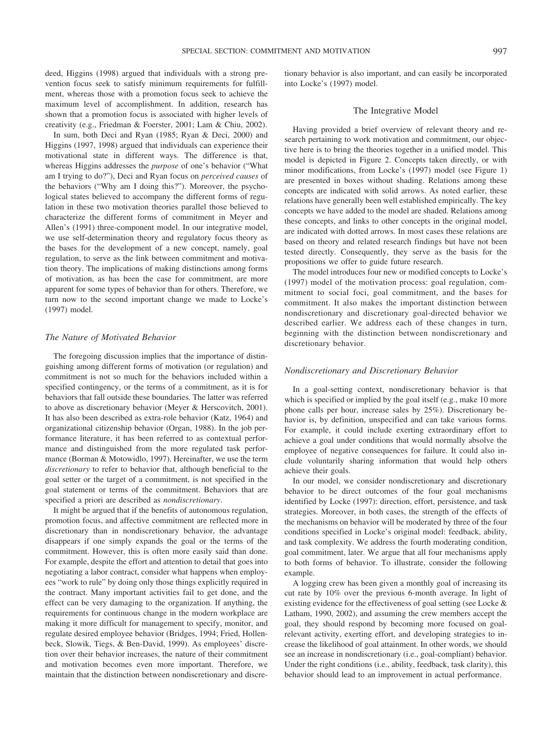deed, Higgins (1998) argued that individuals with a strong prevention focus seek to satisfy minimum requirements for fulfillment, whereas those with a promotion focus seek to achieve the maximum level of accomplishment. In addition, research has shown that a promotion focus is associated with higher levels of creativity (e.g., Friedman & Foerster, 2001; Lam & Chiu, 2002).

In sum, both Deci and Ryan (1985; Ryan & Deci, 2000) and Higgins (1997, 1998) argued that individuals can experience their motivational state in different ways. The difference is that, whereas Higgins addresses the *purpose* of one's behavior ("What am I trying to do?"), Deci and Ryan focus on *perceived causes* of the behaviors ("Why am I doing this?"). Moreover, the psychological states believed to accompany the different forms of regulation in these two motivation theories parallel those believed to characterize the different forms of commitment in Meyer and Allen's (1991) three-component model. In our integrative model, we use self-determination theory and regulatory focus theory as the bases for the development of a new concept, namely, goal regulation, to serve as the link between commitment and motivation theory. The implications of making distinctions among forms of motivation, as has been the case for commitment, are more apparent for some types of behavior than for others. Therefore, we turn now to the second important change we made to Locke's (1997) model.

### *The Nature of Motivated Behavior*

The foregoing discussion implies that the importance of distinguishing among different forms of motivation (or regulation) and commitment is not so much for the behaviors included within a specified contingency, or the terms of a commitment, as it is for behaviors that fall outside these boundaries. The latter was referred to above as discretionary behavior (Meyer & Herscovitch, 2001). It has also been described as extra-role behavior (Katz, 1964) and organizational citizenship behavior (Organ, 1988). In the job performance literature, it has been referred to as contextual performance and distinguished from the more regulated task performance (Borman & Motowidlo, 1997). Hereinafter, we use the term *discretionary* to refer to behavior that, although beneficial to the goal setter or the target of a commitment, is not specified in the goal statement or terms of the commitment. Behaviors that are specified a priori are described as *nondiscretionary*.

It might be argued that if the benefits of autonomous regulation, promotion focus, and affective commitment are reflected more in discretionary than in nondiscretionary behavior, the advantage disappears if one simply expands the goal or the terms of the commitment. However, this is often more easily said than done. For example, despite the effort and attention to detail that goes into negotiating a labor contract, consider what happens when employees "work to rule" by doing only those things explicitly required in the contract. Many important activities fail to get done, and the effect can be very damaging to the organization. If anything, the requirements for continuous change in the modern workplace are making it more difficult for management to specify, monitor, and regulate desired employee behavior (Bridges, 1994; Fried, Hollenbeck, Slowik, Tiegs, & Ben-David, 1999). As employees' discretion over their behavior increases, the nature of their commitment and motivation becomes even more important. Therefore, we maintain that the distinction between nondiscretionary and discretionary behavior is also important, and can easily be incorporated into Locke's (1997) model.

## The Integrative Model

Having provided a brief overview of relevant theory and research pertaining to work motivation and commitment, our objective here is to bring the theories together in a unified model. This model is depicted in Figure 2. Concepts taken directly, or with minor modifications, from Locke's (1997) model (see Figure 1) are presented in boxes without shading. Relations among these concepts are indicated with solid arrows. As noted earlier, these relations have generally been well established empirically. The key concepts we have added to the model are shaded. Relations among these concepts, and links to other concepts in the original model, are indicated with dotted arrows. In most cases these relations are based on theory and related research findings but have not been tested directly. Consequently, they serve as the basis for the propositions we offer to guide future research.

The model introduces four new or modified concepts to Locke's (1997) model of the motivation process: goal regulation, commitment to social foci, goal commitment, and the bases for commitment. It also makes the important distinction between nondiscretionary and discretionary goal-directed behavior we described earlier. We address each of these changes in turn, beginning with the distinction between nondiscretionary and discretionary behavior.

### *Nondiscretionary and Discretionary Behavior*

In a goal-setting context, nondiscretionary behavior is that which is specified or implied by the goal itself (e.g., make 10 more phone calls per hour, increase sales by 25%). Discretionary behavior is, by definition, unspecified and can take various forms. For example, it could include exerting extraordinary effort to achieve a goal under conditions that would normally absolve the employee of negative consequences for failure. It could also include voluntarily sharing information that would help others achieve their goals.

In our model, we consider nondiscretionary and discretionary behavior to be direct outcomes of the four goal mechanisms identified by Locke (1997): direction, effort, persistence, and task strategies. Moreover, in both cases, the strength of the effects of the mechanisms on behavior will be moderated by three of the four conditions specified in Locke's original model: feedback, ability, and task complexity. We address the fourth moderating condition, goal commitment, later. We argue that all four mechanisms apply to both forms of behavior. To illustrate, consider the following example.

A logging crew has been given a monthly goal of increasing its cut rate by 10% over the previous 6-month average. In light of existing evidence for the effectiveness of goal setting (see Locke & Latham, 1990, 2002), and assuming the crew members accept the goal, they should respond by becoming more focused on goal-relevant activity, exerting effort, and developing strategies to increase the likelihood of goal attainment. In other words, we should see an increase in nondiscretionary (i.e., goal-compliant) behavior. Under the right conditions (i.e., ability, feedback, task clarity), this behavior should lead to an improvement in actual performance.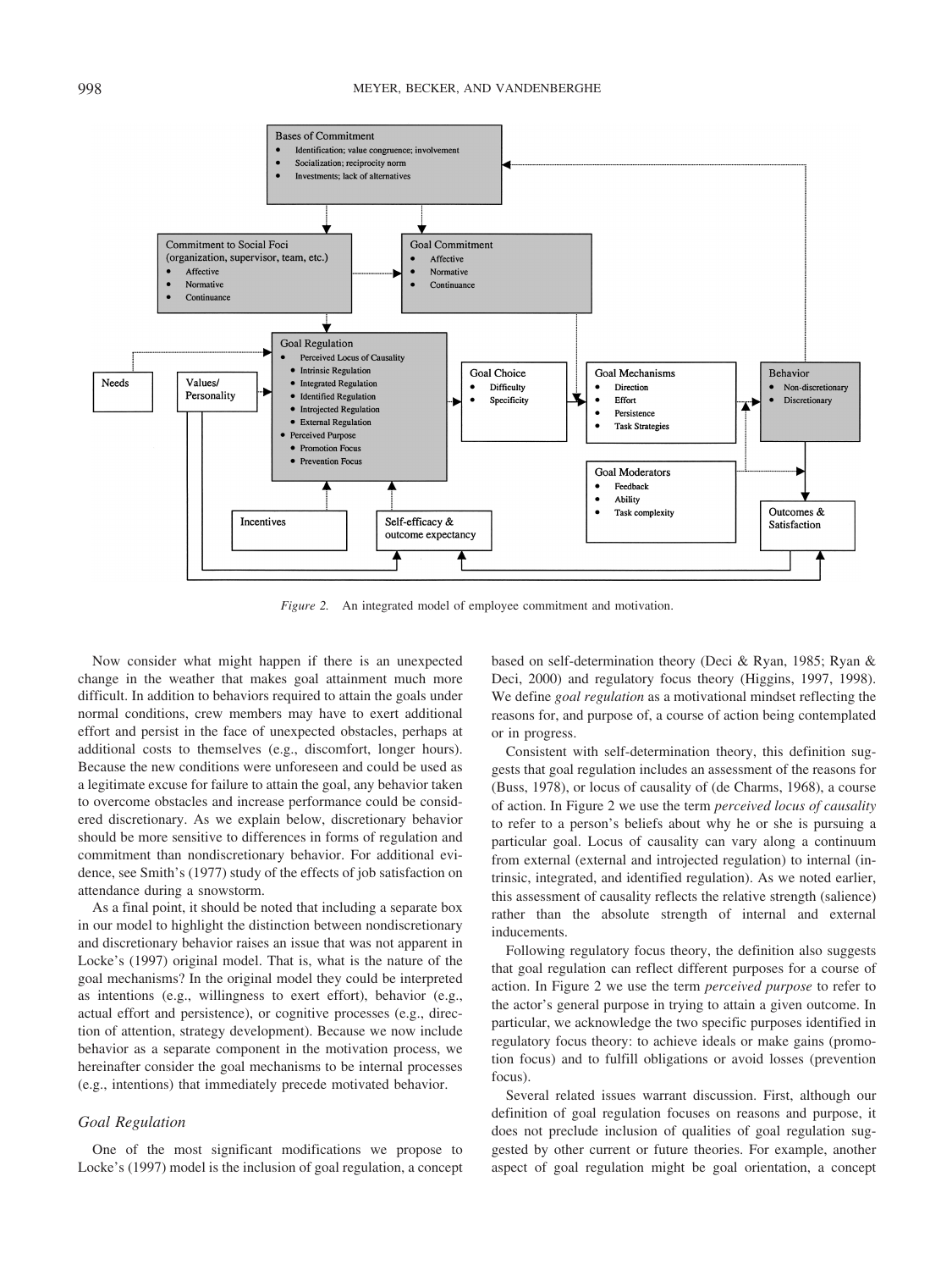*Figure 2.* An integrated model of employee commitment and motivation.

Now consider what might happen if there is an unexpected change in the weather that makes goal attainment much more difficult. In addition to behaviors required to attain the goals under normal conditions, crew members may have to exert additional effort and persist in the face of unexpected obstacles, perhaps at additional costs to themselves (e.g., discomfort, longer hours). Because the new conditions were unforeseen and could be used as a legitimate excuse for failure to attain the goal, any behavior taken to overcome obstacles and increase performance could be considered discretionary. As we explain below, discretionary behavior should be more sensitive to differences in forms of regulation and commitment than nondiscretionary behavior. For additional evidence, see Smith's (1977) study of the effects of job satisfaction on attendance during a snowstorm.

As a final point, it should be noted that including a separate box in our model to highlight the distinction between nondiscretionary and discretionary behavior raises an issue that was not apparent in Locke's (1997) original model. That is, what is the nature of the goal mechanisms? In the original model they could be interpreted as intentions (e.g., willingness to exert effort), behavior (e.g., actual effort and persistence), or cognitive processes (e.g., direction of attention, strategy development). Because we now include behavior as a separate component in the motivation process, we hereinafter consider the goal mechanisms to be internal processes (e.g., intentions) that immediately precede motivated behavior.

### Goal Regulation

One of the most significant modifications we propose to Locke's (1997) model is the inclusion of goal regulation, a concept based on self-determination theory (Deci & Ryan, 1985; Ryan & Deci, 2000) and regulatory focus theory (Higgins, 1997, 1998). We define *goal regulation* as a motivational mindset reflecting the reasons for, and purpose of, a course of action being contemplated or in progress.

Consistent with self-determination theory, this definition suggests that goal regulation includes an assessment of the reasons for (Buss, 1978), or locus of causality of (de Charms, 1968), a course of action. In Figure 2 we use the term *perceived locus of causality* to refer to a person's beliefs about why he or she is pursuing a particular goal. Locus of causality can vary along a continuum from external (external and introjected regulation) to internal (intrinsic, integrated, and identified regulation). As we noted earlier, this assessment of causality reflects the relative strength (salience) rather than the absolute strength of internal and external inducements.

Following regulatory focus theory, the definition also suggests that goal regulation can reflect different purposes for a course of action. In Figure 2 we use the term *perceived purpose* to refer to the actor's general purpose in trying to attain a given outcome. In particular, we acknowledge the two specific purposes identified in regulatory focus theory: to achieve ideals or make gains (promotion focus) and to fulfill obligations or avoid losses (prevention focus).

Several related issues warrant discussion. First, although our definition of goal regulation focuses on reasons and purpose, it does not preclude inclusion of qualities of goal regulation suggested by other current or future theories. For example, another aspect of goal regulation might be goal orientation, a concept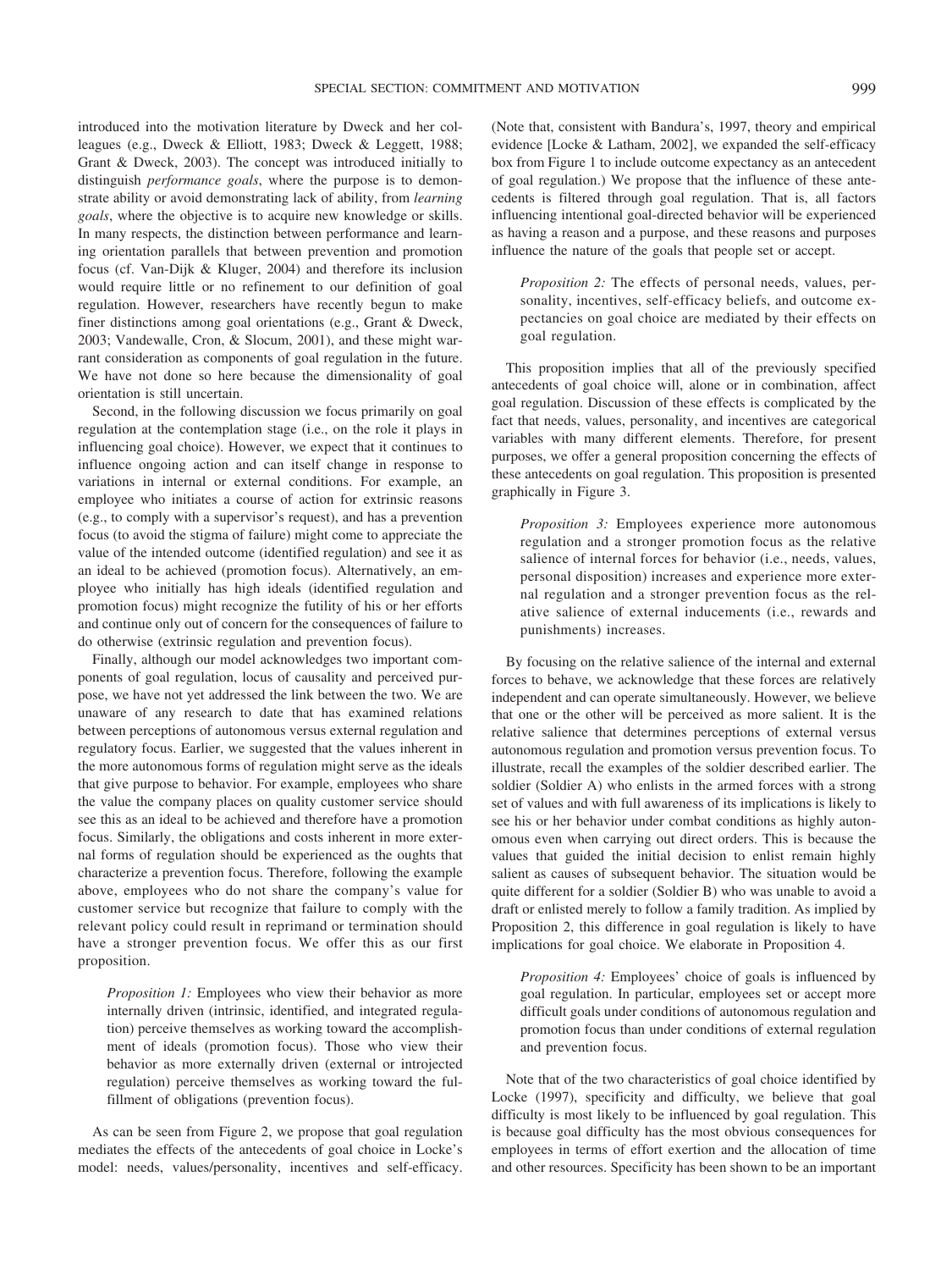introduced into the motivation literature by Dweck and her colleagues (e.g., Dweck & Elliott, 1983; Dweck & Leggett, 1988; Grant & Dweck, 2003). The concept was introduced initially to distinguish *performance goals*, where the purpose is to demonstrate ability or avoid demonstrating lack of ability, from *learning goals*, where the objective is to acquire new knowledge or skills. In many respects, the distinction between performance and learning orientation parallels that between prevention and promotion focus (cf. Van-Dijk & Kluger, 2004) and therefore its inclusion would require little or no refinement to our definition of goal regulation. However, researchers have recently begun to make finer distinctions among goal orientations (e.g., Grant & Dweck, 2003; Vandewalle, Cron, & Slocum, 2001), and these might warrant consideration as components of goal regulation in the future. We have not done so here because the dimensionality of goal orientation is still uncertain.

Second, in the following discussion we focus primarily on goal regulation at the contemplation stage (i.e., on the role it plays in influencing goal choice). However, we expect that it continues to influence ongoing action and can itself change in response to variations in internal or external conditions. For example, an employee who initiates a course of action for extrinsic reasons (e.g., to comply with a supervisor's request), and has a prevention focus (to avoid the stigma of failure) might come to appreciate the value of the intended outcome (identified regulation) and see it as an ideal to be achieved (promotion focus). Alternatively, an employee who initially has high ideals (identified regulation and promotion focus) might recognize the futility of his or her efforts and continue only out of concern for the consequences of failure to do otherwise (extrinsic regulation and prevention focus).

Finally, although our model acknowledges two important components of goal regulation, locus of causality and perceived purpose, we have not yet addressed the link between the two. We are unaware of any research to date that has examined relations between perceptions of autonomous versus external regulation and regulatory focus. Earlier, we suggested that the values inherent in the more autonomous forms of regulation might serve as the ideals that give purpose to behavior. For example, employees who share the value the company places on quality customer service should see this as an ideal to be achieved and therefore have a promotion focus. Similarly, the obligations and costs inherent in more external forms of regulation should be experienced as the oughts that characterize a prevention focus. Therefore, following the example above, employees who do not share the company's value for customer service but recognize that failure to comply with the relevant policy could result in reprimand or termination should have a stronger prevention focus. We offer this as our first proposition.

> *Proposition 1:* Employees who view their behavior as more internally driven (intrinsic, identified, and integrated regulation) perceive themselves as working toward the accomplishment of ideals (promotion focus). Those who view their behavior as more externally driven (external or introjected regulation) perceive themselves as working toward the fulfillment of obligations (prevention focus).

As can be seen from Figure 2, we propose that goal regulation mediates the effects of the antecedents of goal choice in Locke's model: needs, values/personality, incentives and self-efficacy. (Note that, consistent with Bandura's, 1997, theory and empirical evidence [Locke & Latham, 2002], we expanded the self-efficacy box from Figure 1 to include outcome expectancy as an antecedent of goal regulation.) We propose that the influence of these antecedents is filtered through goal regulation. That is, all factors influencing intentional goal-directed behavior will be experienced as having a reason and a purpose, and these reasons and purposes influence the nature of the goals that people set or accept.

> *Proposition 2:* The effects of personal needs, values, personality, incentives, self-efficacy beliefs, and outcome expectancies on goal choice are mediated by their effects on goal regulation.

This proposition implies that all of the previously specified antecedents of goal choice will, alone or in combination, affect goal regulation. Discussion of these effects is complicated by the fact that needs, values, personality, and incentives are categorical variables with many different elements. Therefore, for present purposes, we offer a general proposition concerning the effects of these antecedents on goal regulation. This proposition is presented graphically in Figure 3.

> *Proposition 3:* Employees experience more autonomous regulation and a stronger promotion focus as the relative salience of internal forces for behavior (i.e., needs, values, personal disposition) increases and experience more external regulation and a stronger prevention focus as the relative salience of external inducements (i.e., rewards and punishments) increases.

By focusing on the relative salience of the internal and external forces to behave, we acknowledge that these forces are relatively independent and can operate simultaneously. However, we believe that one or the other will be perceived as more salient. It is the relative salience that determines perceptions of external versus autonomous regulation and promotion versus prevention focus. To illustrate, recall the examples of the soldier described earlier. The soldier (Soldier A) who enlists in the armed forces with a strong set of values and with full awareness of its implications is likely to see his or her behavior under combat conditions as highly autonomous even when carrying out direct orders. This is because the values that guided the initial decision to enlist remain highly salient as causes of subsequent behavior. The situation would be quite different for a soldier (Soldier B) who was unable to avoid a draft or enlisted merely to follow a family tradition. As implied by Proposition 2, this difference in goal regulation is likely to have implications for goal choice. We elaborate in Proposition 4.

> *Proposition 4:* Employees' choice of goals is influenced by goal regulation. In particular, employees set or accept more difficult goals under conditions of autonomous regulation and promotion focus than under conditions of external regulation and prevention focus.

Note that of the two characteristics of goal choice identified by Locke (1997), specificity and difficulty, we believe that goal difficulty is most likely to be influenced by goal regulation. This is because goal difficulty has the most obvious consequences for employees in terms of effort exertion and the allocation of time and other resources. Specificity has been shown to be an important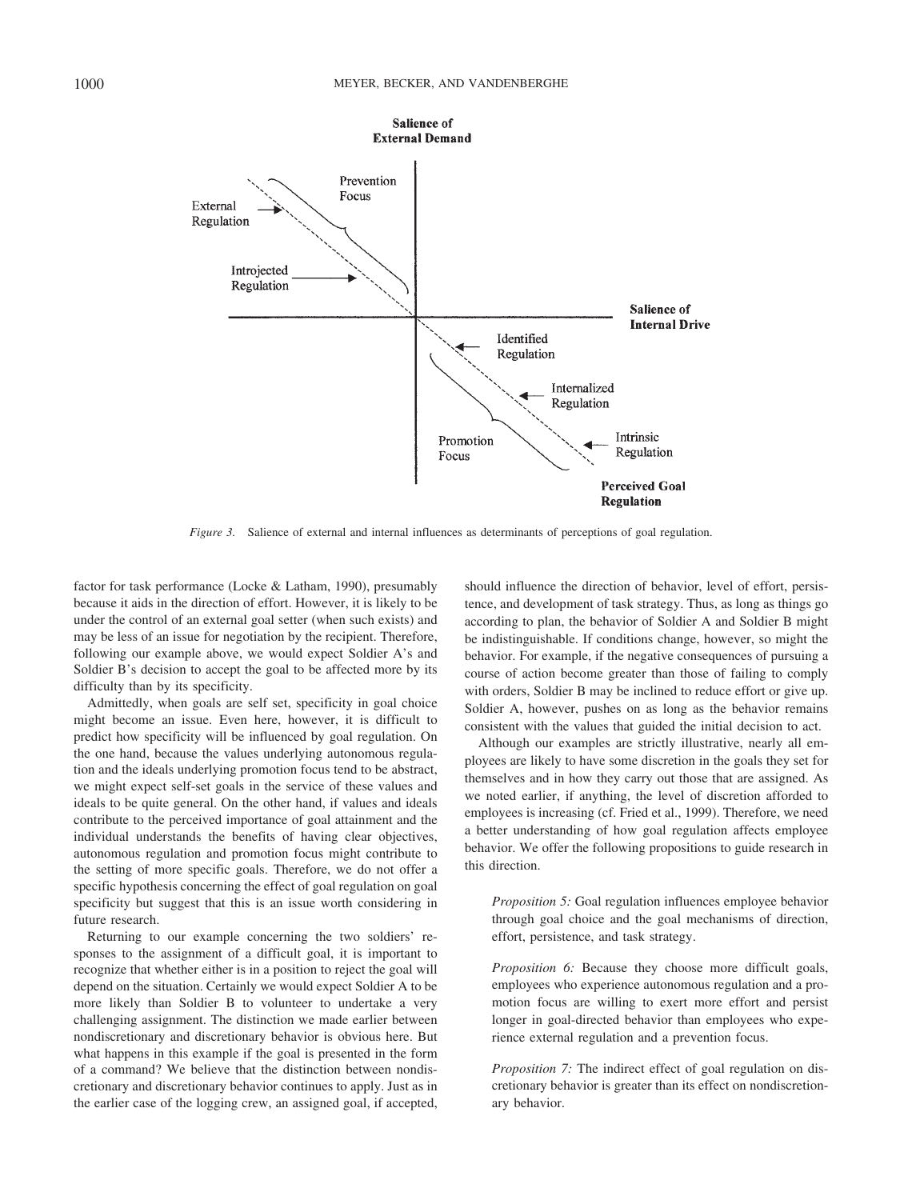Salience of External Demand

Prevention Focus

External Regulation

Introjected Regulation

Salience of Internal Drive

Identified Regulation

Internalized Regulation

Promotion Focus

Intrinsic Regulation

Perceived Goal Regulation

*Figure 3.* Salience of external and internal influences as determinants of perceptions of goal regulation.

factor for task performance (Locke & Latham, 1990), presumably because it aids in the direction of effort. However, it is likely to be under the control of an external goal setter (when such exists) and may be less of an issue for negotiation by the recipient. Therefore, following our example above, we would expect Soldier A's and Soldier B's decision to accept the goal to be affected more by its difficulty than by its specificity.

Admittedly, when goals are self set, specificity in goal choice might become an issue. Even here, however, it is difficult to predict how specificity will be influenced by goal regulation. On the one hand, because the values underlying autonomous regulation and the ideals underlying promotion focus tend to be abstract, we might expect self-set goals in the service of these values and ideals to be quite general. On the other hand, if values and ideals contribute to the perceived importance of goal attainment and the individual understands the benefits of having clear objectives, autonomous regulation and promotion focus might contribute to the setting of more specific goals. Therefore, we do not offer a specific hypothesis concerning the effect of goal regulation on goal specificity but suggest that this is an issue worth considering in future research.

Returning to our example concerning the two soldiers' responses to the assignment of a difficult goal, it is important to recognize that whether either is in a position to reject the goal will depend on the situation. Certainly we would expect Soldier A to be more likely than Soldier B to volunteer to undertake a very challenging assignment. The distinction we made earlier between nondiscretionary and discretionary behavior is obvious here. But what happens in this example if the goal is presented in the form of a command? We believe that the distinction between nondiscretionary and discretionary behavior continues to apply. Just as in the earlier case of the logging crew, an assigned goal, if accepted, should influence the direction of behavior, level of effort, persistence, and development of task strategy. Thus, as long as things go according to plan, the behavior of Soldier A and Soldier B might be indistinguishable. If conditions change, however, so might the behavior. For example, if the negative consequences of pursuing a course of action become greater than those of failing to comply with orders, Soldier B may be inclined to reduce effort or give up. Soldier A, however, pushes on as long as the behavior remains consistent with the values that guided the initial decision to act.

Although our examples are strictly illustrative, nearly all employees are likely to have some discretion in the goals they set for themselves and in how they carry out those that are assigned. As we noted earlier, if anything, the level of discretion afforded to employees is increasing (cf. Fried et al., 1999). Therefore, we need a better understanding of how goal regulation affects employee behavior. We offer the following propositions to guide research in this direction.

> *Proposition 5:* Goal regulation influences employee behavior through goal choice and the goal mechanisms of direction, effort, persistence, and task strategy.

> *Proposition 6:* Because they choose more difficult goals, employees who experience autonomous regulation and a promotion focus are willing to exert more effort and persist longer in goal-directed behavior than employees who experience external regulation and a prevention focus.

> *Proposition 7:* The indirect effect of goal regulation on discretionary behavior is greater than its effect on nondiscretionary behavior.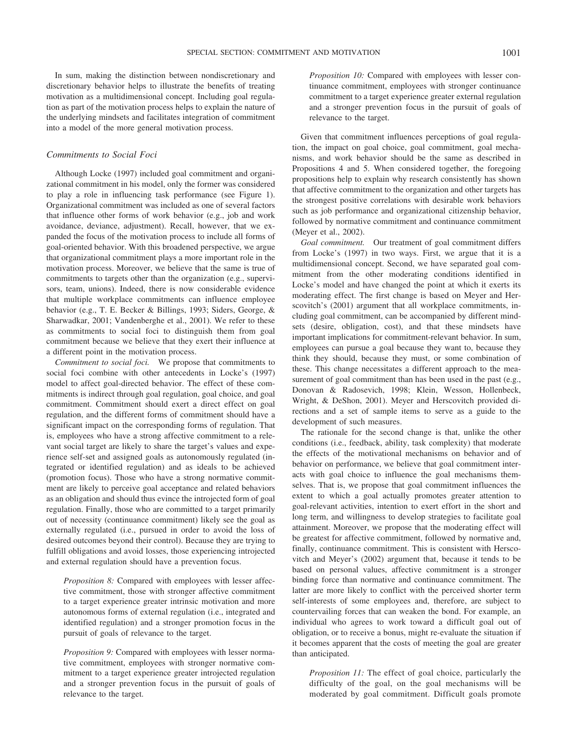In sum, making the distinction between nondiscretionary and discretionary behavior helps to illustrate the benefits of treating motivation as a multidimensional concept. Including goal regulation as part of the motivation process helps to explain the nature of the underlying mindsets and facilitates integration of commitment into a model of the more general motivation process.

### *Commitments to Social Foci*

Although Locke (1997) included goal commitment and organizational commitment in his model, only the former was considered to play a role in influencing task performance (see Figure 1). Organizational commitment was included as one of several factors that influence other forms of work behavior (e.g., job and work avoidance, deviance, adjustment). Recall, however, that we expanded the focus of the motivation process to include all forms of goal-oriented behavior. With this broadened perspective, we argue that organizational commitment plays a more important role in the motivation process. Moreover, we believe that the same is true of commitments to targets other than the organization (e.g., supervisors, team, unions). Indeed, there is now considerable evidence that multiple workplace commitments can influence employee behavior (e.g., T. E. Becker & Billings, 1993; Siders, George, & Sharwadkar, 2001; Vandenberghe et al., 2001). We refer to these as commitments to social foci to distinguish them from goal commitment because we believe that they exert their influence at a different point in the motivation process.

*Commitment to social foci.* We propose that commitments to social foci combine with other antecedents in Locke's (1997) model to affect goal-directed behavior. The effect of these commitments is indirect through goal regulation, goal choice, and goal commitment. Commitment should exert a direct effect on goal regulation, and the different forms of commitment should have a significant impact on the corresponding forms of regulation. That is, employees who have a strong affective commitment to a relevant social target are likely to share the target's values and experience self-set and assigned goals as autonomously regulated (integrated or identified regulation) and as ideals to be achieved (promotion focus). Those who have a strong normative commitment are likely to perceive goal acceptance and related behaviors as an obligation and should thus evince the introjected form of goal regulation. Finally, those who are committed to a target primarily out of necessity (continuance commitment) likely see the goal as externally regulated (i.e., pursued in order to avoid the loss of desired outcomes beyond their control). Because they are trying to fulfill obligations and avoid losses, those experiencing introjected and external regulation should have a prevention focus.

> *Proposition 8:* Compared with employees with lesser affective commitment, those with stronger affective commitment to a target experience greater intrinsic motivation and more autonomous forms of external regulation (i.e., integrated and identified regulation) and a stronger promotion focus in the pursuit of goals of relevance to the target.

> *Proposition 9:* Compared with employees with lesser normative commitment, employees with stronger normative commitment to a target experience greater introjected regulation and a stronger prevention focus in the pursuit of goals of relevance to the target.

> *Proposition 10:* Compared with employees with lesser continuance commitment, employees with stronger continuance commitment to a target experience greater external regulation and a stronger prevention focus in the pursuit of goals of relevance to the target.

Given that commitment influences perceptions of goal regulation, the impact on goal choice, goal commitment, goal mechanisms, and work behavior should be the same as described in Propositions 4 and 5. When considered together, the foregoing propositions help to explain why research consistently has shown that affective commitment to the organization and other targets has the strongest positive correlations with desirable work behaviors such as job performance and organizational citizenship behavior, followed by normative commitment and continuance commitment (Meyer et al., 2002).

*Goal commitment.* Our treatment of goal commitment differs from Locke's (1997) in two ways. First, we argue that it is a multidimensional concept. Second, we have separated goal commitment from the other moderating conditions identified in Locke's model and have changed the point at which it exerts its moderating effect. The first change is based on Meyer and Herscovitch's (2001) argument that all workplace commitments, including goal commitment, can be accompanied by different mindsets (desire, obligation, cost), and that these mindsets have important implications for commitment-relevant behavior. In sum, employees can pursue a goal because they want to, because they think they should, because they must, or some combination of these. This change necessitates a different approach to the measurement of goal commitment than has been used in the past (e.g., Donovan & Radosevich, 1998; Klein, Wesson, Hollenbeck, Wright, & DeShon, 2001). Meyer and Herscovitch provided directions and a set of sample items to serve as a guide to the development of such measures.

The rationale for the second change is that, unlike the other conditions (i.e., feedback, ability, task complexity) that moderate the effects of the motivational mechanisms on behavior and of behavior on performance, we believe that goal commitment interacts with goal choice to influence the goal mechanisms themselves. That is, we propose that goal commitment influences the extent to which a goal actually promotes greater attention to goal-relevant activities, intention to exert effort in the short and long term, and willingness to develop strategies to facilitate goal attainment. Moreover, we propose that the moderating effect will be greatest for affective commitment, followed by normative and, finally, continuance commitment. This is consistent with Herscovitch and Meyer's (2002) argument that, because it tends to be based on personal values, affective commitment is a stronger binding force than normative and continuance commitment. The latter are more likely to conflict with the perceived shorter term self-interests of some employees and, therefore, are subject to countervailing forces that can weaken the bond. For example, an individual who agrees to work toward a difficult goal out of obligation, or to receive a bonus, might re-evaluate the situation if it becomes apparent that the costs of meeting the goal are greater than anticipated.

> *Proposition 11:* The effect of goal choice, particularly the difficulty of the goal, on the goal mechanisms will be moderated by goal commitment. Difficult goals promote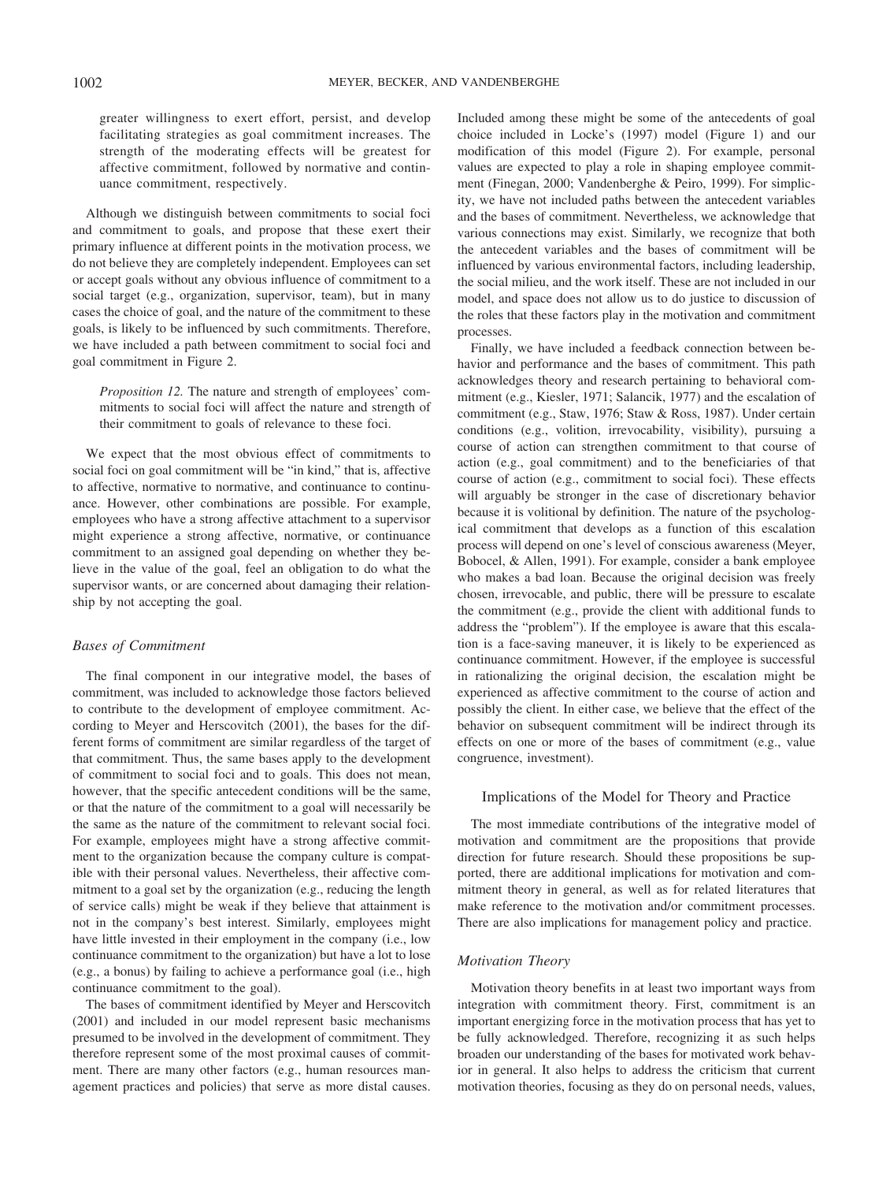greater willingness to exert effort, persist, and develop facilitating strategies as goal commitment increases. The strength of the moderating effects will be greatest for affective commitment, followed by normative and continuance commitment, respectively.

Although we distinguish between commitments to social foci and commitment to goals, and propose that these exert their primary influence at different points in the motivation process, we do not believe they are completely independent. Employees can set or accept goals without any obvious influence of commitment to a social target (e.g., organization, supervisor, team), but in many cases the choice of goal, and the nature of the commitment to these goals, is likely to be influenced by such commitments. Therefore, we have included a path between commitment to social foci and goal commitment in Figure 2.

> *Proposition 12.* The nature and strength of employees' commitments to social foci will affect the nature and strength of their commitment to goals of relevance to these foci.

We expect that the most obvious effect of commitments to social foci on goal commitment will be "in kind," that is, affective to affective, normative to normative, and continuance to continuance. However, other combinations are possible. For example, employees who have a strong affective attachment to a supervisor might experience a strong affective, normative, or continuance commitment to an assigned goal depending on whether they believe in the value of the goal, feel an obligation to do what the supervisor wants, or are concerned about damaging their relationship by not accepting the goal.

### *Bases of Commitment*

The final component in our integrative model, the bases of commitment, was included to acknowledge those factors believed to contribute to the development of employee commitment. According to Meyer and Herscovitch (2001), the bases for the different forms of commitment are similar regardless of the target of that commitment. Thus, the same bases apply to the development of commitment to social foci and to goals. This does not mean, however, that the specific antecedent conditions will be the same, or that the nature of the commitment to a goal will necessarily be the same as the nature of the commitment to relevant social foci. For example, employees might have a strong affective commitment to the organization because the company culture is compatible with their personal values. Nevertheless, their affective commitment to a goal set by the organization (e.g., reducing the length of service calls) might be weak if they believe that attainment is not in the company's best interest. Similarly, employees might have little invested in their employment in the company (i.e., low continuance commitment to the organization) but have a lot to lose (e.g., a bonus) by failing to achieve a performance goal (i.e., high continuance commitment to the goal).

The bases of commitment identified by Meyer and Herscovitch (2001) and included in our model represent basic mechanisms presumed to be involved in the development of commitment. They therefore represent some of the most proximal causes of commitment. There are many other factors (e.g., human resources management practices and policies) that serve as more distal causes. Included among these might be some of the antecedents of goal choice included in Locke's (1997) model (Figure 1) and our modification of this model (Figure 2). For example, personal values are expected to play a role in shaping employee commitment (Finegan, 2000; Vandenberghe & Peiro, 1999). For simplicity, we have not included paths between the antecedent variables and the bases of commitment. Nevertheless, we acknowledge that various connections may exist. Similarly, we recognize that both the antecedent variables and the bases of commitment will be influenced by various environmental factors, including leadership, the social milieu, and the work itself. These are not included in our model, and space does not allow us to do justice to discussion of the roles that these factors play in the motivation and commitment processes.

Finally, we have included a feedback connection between behavior and performance and the bases of commitment. This path acknowledges theory and research pertaining to behavioral commitment (e.g., Kiesler, 1971; Salancik, 1977) and the escalation of commitment (e.g., Staw, 1976; Staw & Ross, 1987). Under certain conditions (e.g., volition, irrevocability, visibility), pursuing a course of action can strengthen commitment to that course of action (e.g., goal commitment) and to the beneficiaries of that course of action (e.g., commitment to social foci). These effects will arguably be stronger in the case of discretionary behavior because it is volitional by definition. The nature of the psychological commitment that develops as a function of this escalation process will depend on one's level of conscious awareness (Meyer, Bobocel, & Allen, 1991). For example, consider a bank employee who makes a bad loan. Because the original decision was freely chosen, irrevocable, and public, there will be pressure to escalate the commitment (e.g., provide the client with additional funds to address the "problem"). If the employee is aware that this escalation is a face-saving maneuver, it is likely to be experienced as continuance commitment. However, if the employee is successful in rationalizing the original decision, the escalation might be experienced as affective commitment to the course of action and possibly the client. In either case, we believe that the effect of the behavior on subsequent commitment will be indirect through its effects on one or more of the bases of commitment (e.g., value congruence, investment).

## Implications of the Model for Theory and Practice

The most immediate contributions of the integrative model of motivation and commitment are the propositions that provide direction for future research. Should these propositions be supported, there are additional implications for motivation and commitment theory in general, as well as for related literatures that make reference to the motivation and/or commitment processes. There are also implications for management policy and practice.

### *Motivation Theory*

Motivation theory benefits in at least two important ways from integration with commitment theory. First, commitment is an important energizing force in the motivation process that has yet to be fully acknowledged. Therefore, recognizing it as such helps broaden our understanding of the bases for motivated work behavior in general. It also helps to address the criticism that current motivation theories, focusing as they do on personal needs, values,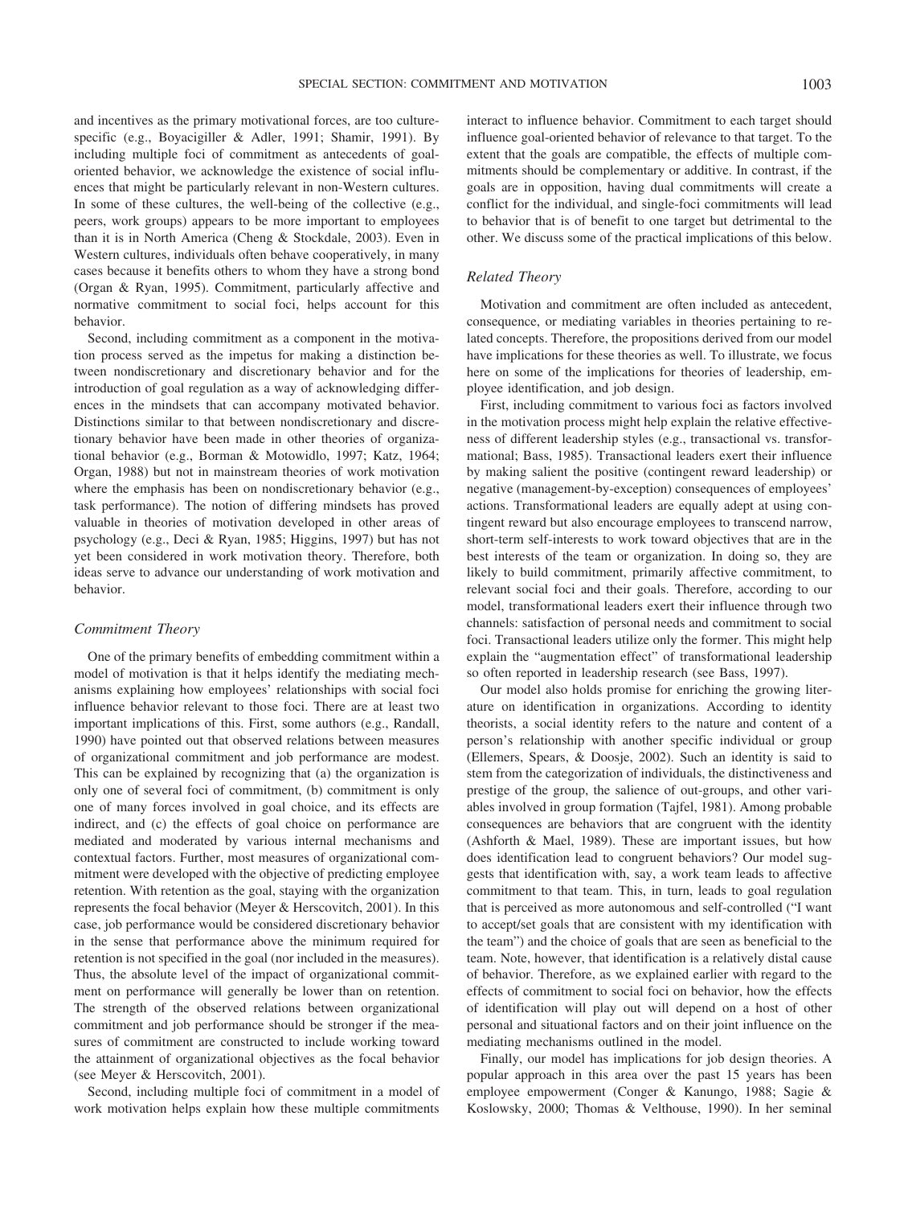and incentives as the primary motivational forces, are too culture-specific (e.g., Boyacigiller & Adler, 1991; Shamir, 1991). By including multiple foci of commitment as antecedents of goal-oriented behavior, we acknowledge the existence of social influences that might be particularly relevant in non-Western cultures. In some of these cultures, the well-being of the collective (e.g., peers, work groups) appears to be more important to employees than it is in North America (Cheng & Stockdale, 2003). Even in Western cultures, individuals often behave cooperatively, in many cases because it benefits others to whom they have a strong bond (Organ & Ryan, 1995). Commitment, particularly affective and normative commitment to social foci, helps account for this behavior.

Second, including commitment as a component in the motivation process served as the impetus for making a distinction between nondiscretionary and discretionary behavior and for the introduction of goal regulation as a way of acknowledging differences in the mindsets that can accompany motivated behavior. Distinctions similar to that between nondiscretionary and discretionary behavior have been made in other theories of organizational behavior (e.g., Borman & Motowidlo, 1997; Katz, 1964; Organ, 1988) but not in mainstream theories of work motivation where the emphasis has been on nondiscretionary behavior (e.g., task performance). The notion of differing mindsets has proved valuable in theories of motivation developed in other areas of psychology (e.g., Deci & Ryan, 1985; Higgins, 1997) but has not yet been considered in work motivation theory. Therefore, both ideas serve to advance our understanding of work motivation and behavior.

### *Commitment Theory*

One of the primary benefits of embedding commitment within a model of motivation is that it helps identify the mediating mechanisms explaining how employees' relationships with social foci influence behavior relevant to those foci. There are at least two important implications of this. First, some authors (e.g., Randall, 1990) have pointed out that observed relations between measures of organizational commitment and job performance are modest. This can be explained by recognizing that (a) the organization is only one of several foci of commitment, (b) commitment is only one of many forces involved in goal choice, and its effects are indirect, and (c) the effects of goal choice on performance are mediated and moderated by various internal mechanisms and contextual factors. Further, most measures of organizational commitment were developed with the objective of predicting employee retention. With retention as the goal, staying with the organization represents the focal behavior (Meyer & Herscovitch, 2001). In this case, job performance would be considered discretionary behavior in the sense that performance above the minimum required for retention is not specified in the goal (nor included in the measures). Thus, the absolute level of the impact of organizational commitment on performance will generally be lower than on retention. The strength of the observed relations between organizational commitment and job performance should be stronger if the measures of commitment are constructed to include working toward the attainment of organizational objectives as the focal behavior (see Meyer & Herscovitch, 2001).

Second, including multiple foci of commitment in a model of work motivation helps explain how these multiple commitments interact to influence behavior. Commitment to each target should influence goal-oriented behavior of relevance to that target. To the extent that the goals are compatible, the effects of multiple commitments should be complementary or additive. In contrast, if the goals are in opposition, having dual commitments will create a conflict for the individual, and single-foci commitments will lead to behavior that is of benefit to one target but detrimental to the other. We discuss some of the practical implications of this below.

### *Related Theory*

Motivation and commitment are often included as antecedent, consequence, or mediating variables in theories pertaining to related concepts. Therefore, the propositions derived from our model have implications for these theories as well. To illustrate, we focus here on some of the implications for theories of leadership, employee identification, and job design.

First, including commitment to various foci as factors involved in the motivation process might help explain the relative effectiveness of different leadership styles (e.g., transactional vs. transformational; Bass, 1985). Transactional leaders exert their influence by making salient the positive (contingent reward leadership) or negative (management-by-exception) consequences of employees' actions. Transformational leaders are equally adept at using contingent reward but also encourage employees to transcend narrow, short-term self-interests to work toward objectives that are in the best interests of the team or organization. In doing so, they are likely to build commitment, primarily affective commitment, to relevant social foci and their goals. Therefore, according to our model, transformational leaders exert their influence through two channels: satisfaction of personal needs and commitment to social foci. Transactional leaders utilize only the former. This might help explain the "augmentation effect" of transformational leadership so often reported in leadership research (see Bass, 1997).

Our model also holds promise for enriching the growing literature on identification in organizations. According to identity theorists, a social identity refers to the nature and content of a person's relationship with another specific individual or group (Ellemers, Spears, & Doosje, 2002). Such an identity is said to stem from the categorization of individuals, the distinctiveness and prestige of the group, the salience of out-groups, and other variables involved in group formation (Tajfel, 1981). Among probable consequences are behaviors that are congruent with the identity (Ashforth & Mael, 1989). These are important issues, but how does identification lead to congruent behaviors? Our model suggests that identification with, say, a work team leads to affective commitment to that team. This, in turn, leads to goal regulation that is perceived as more autonomous and self-controlled ("I want to accept/set goals that are consistent with my identification with the team") and the choice of goals that are seen as beneficial to the team. Note, however, that identification is a relatively distal cause of behavior. Therefore, as we explained earlier with regard to the effects of commitment to social foci on behavior, how the effects of identification will play out will depend on a host of other personal and situational factors and on their joint influence on the mediating mechanisms outlined in the model.

Finally, our model has implications for job design theories. A popular approach in this area over the past 15 years has been employee empowerment (Conger & Kanungo, 1988; Sagie & Koslowsky, 2000; Thomas & Velthouse, 1990). In her seminal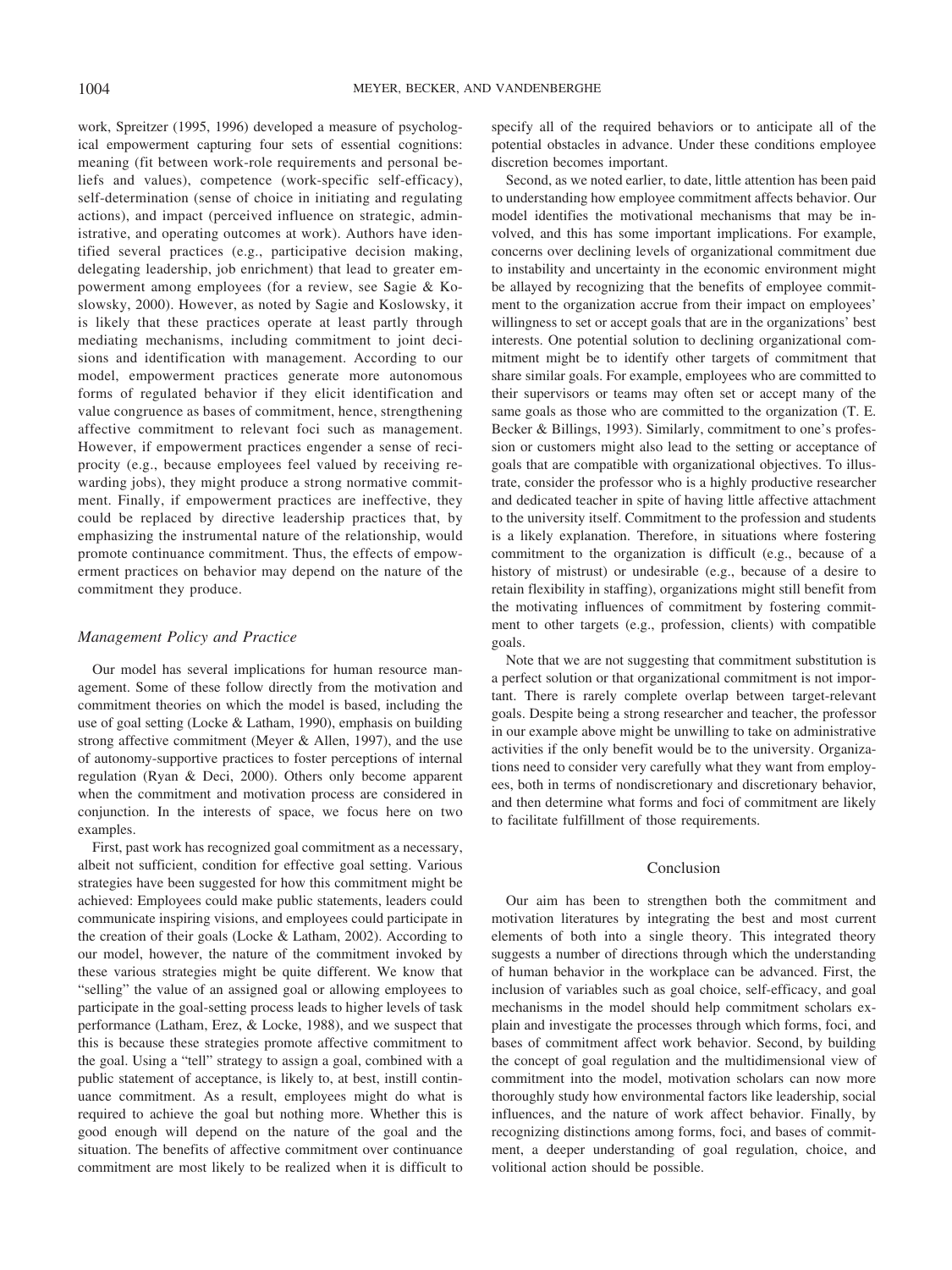work, Spreitzer (1995, 1996) developed a measure of psychological empowerment capturing four sets of essential cognitions: meaning (fit between work-role requirements and personal beliefs and values), competence (work-specific self-efficacy), self-determination (sense of choice in initiating and regulating actions), and impact (perceived influence on strategic, administrative, and operating outcomes at work). Authors have identified several practices (e.g., participative decision making, delegating leadership, job enrichment) that lead to greater empowerment among employees (for a review, see Sagie & Koslowsky, 2000). However, as noted by Sagie and Koslowsky, it is likely that these practices operate at least partly through mediating mechanisms, including commitment to joint decisions and identification with management. According to our model, empowerment practices generate more autonomous forms of regulated behavior if they elicit identification and value congruence as bases of commitment, hence, strengthening affective commitment to relevant foci such as management. However, if empowerment practices engender a sense of reciprocity (e.g., because employees feel valued by receiving rewarding jobs), they might produce a strong normative commitment. Finally, if empowerment practices are ineffective, they could be replaced by directive leadership practices that, by emphasizing the instrumental nature of the relationship, would promote continuance commitment. Thus, the effects of empowerment practices on behavior may depend on the nature of the commitment they produce.

### *Management Policy and Practice*

Our model has several implications for human resource management. Some of these follow directly from the motivation and commitment theories on which the model is based, including the use of goal setting (Locke & Latham, 1990), emphasis on building strong affective commitment (Meyer & Allen, 1997), and the use of autonomy-supportive practices to foster perceptions of internal regulation (Ryan & Deci, 2000). Others only become apparent when the commitment and motivation process are considered in conjunction. In the interests of space, we focus here on two examples.

First, past work has recognized goal commitment as a necessary, albeit not sufficient, condition for effective goal setting. Various strategies have been suggested for how this commitment might be achieved: Employees could make public statements, leaders could communicate inspiring visions, and employees could participate in the creation of their goals (Locke & Latham, 2002). According to our model, however, the nature of the commitment invoked by these various strategies might be quite different. We know that "selling" the value of an assigned goal or allowing employees to participate in the goal-setting process leads to higher levels of task performance (Latham, Erez, & Locke, 1988), and we suspect that this is because these strategies promote affective commitment to the goal. Using a "tell" strategy to assign a goal, combined with a public statement of acceptance, is likely to, at best, instill continuance commitment. As a result, employees might do what is required to achieve the goal but nothing more. Whether this is good enough will depend on the nature of the goal and the situation. The benefits of affective commitment over continuance commitment are most likely to be realized when it is difficult to specify all of the required behaviors or to anticipate all of the potential obstacles in advance. Under these conditions employee discretion becomes important.

Second, as we noted earlier, to date, little attention has been paid to understanding how employee commitment affects behavior. Our model identifies the motivational mechanisms that may be involved, and this has some important implications. For example, concerns over declining levels of organizational commitment due to instability and uncertainty in the economic environment might be allayed by recognizing that the benefits of employee commitment to the organization accrue from their impact on employees' willingness to set or accept goals that are in the organizations' best interests. One potential solution to declining organizational commitment might be to identify other targets of commitment that share similar goals. For example, employees who are committed to their supervisors or teams may often set or accept many of the same goals as those who are committed to the organization (T. E. Becker & Billings, 1993). Similarly, commitment to one's profession or customers might also lead to the setting or acceptance of goals that are compatible with organizational objectives. To illustrate, consider the professor who is a highly productive researcher and dedicated teacher in spite of having little affective attachment to the university itself. Commitment to the profession and students is a likely explanation. Therefore, in situations where fostering commitment to the organization is difficult (e.g., because of a history of mistrust) or undesirable (e.g., because of a desire to retain flexibility in staffing), organizations might still benefit from the motivating influences of commitment by fostering commitment to other targets (e.g., profession, clients) with compatible goals.

Note that we are not suggesting that commitment substitution is a perfect solution or that organizational commitment is not important. There is rarely complete overlap between target-relevant goals. Despite being a strong researcher and teacher, the professor in our example above might be unwilling to take on administrative activities if the only benefit would be to the university. Organizations need to consider very carefully what they want from employees, both in terms of nondiscretionary and discretionary behavior, and then determine what forms and foci of commitment are likely to facilitate fulfillment of those requirements.

## Conclusion

Our aim has been to strengthen both the commitment and motivation literatures by integrating the best and most current elements of both into a single theory. This integrated theory suggests a number of directions through which the understanding of human behavior in the workplace can be advanced. First, the inclusion of variables such as goal choice, self-efficacy, and goal mechanisms in the model should help commitment scholars explain and investigate the processes through which forms, foci, and bases of commitment affect work behavior. Second, by building the concept of goal regulation and the multidimensional view of commitment into the model, motivation scholars can now more thoroughly study how environmental factors like leadership, social influences, and the nature of work affect behavior. Finally, by recognizing distinctions among forms, foci, and bases of commitment, a deeper understanding of goal regulation, choice, and volitional action should be possible.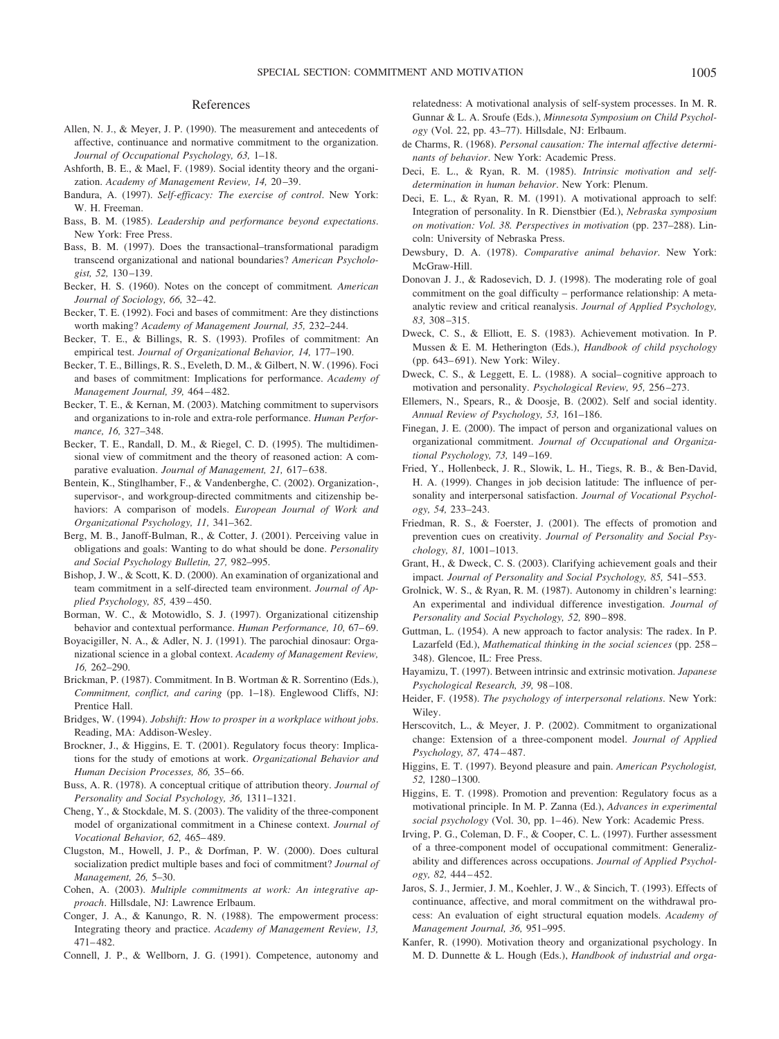## References

Allen, N. J., & Meyer, J. P. (1990). The measurement and antecedents of affective, continuance and normative commitment to the organization. *Journal of Occupational Psychology, 63,* 1–18.

Ashforth, B. E., & Mael, F. (1989). Social identity theory and the organization. *Academy of Management Review, 14,* 20–39.

Bandura, A. (1997). *Self-efficacy: The exercise of control*. New York: W. H. Freeman.

Bass, B. M. (1985). *Leadership and performance beyond expectations*. New York: Free Press.

Bass, B. M. (1997). Does the transactional–transformational paradigm transcend organizational and national boundaries? *American Psychologist, 52,* 130–139.

Becker, H. S. (1960). Notes on the concept of commitment. *American Journal of Sociology, 66,* 32–42.

Becker, T. E. (1992). Foci and bases of commitment: Are they distinctions worth making? *Academy of Management Journal, 35,* 232–244.

Becker, T. E., & Billings, R. S. (1993). Profiles of commitment: An empirical test. *Journal of Organizational Behavior, 14,* 177–190.

Becker, T. E., Billings, R. S., Eveleth, D. M., & Gilbert, N. W. (1996). Foci and bases of commitment: Implications for performance. *Academy of Management Journal, 39,* 464–482.

Becker, T. E., & Kernan, M. (2003). Matching commitment to supervisors and organizations to in-role and extra-role performance. *Human Performance, 16,* 327–348.

Becker, T. E., Randall, D. M., & Riegel, C. D. (1995). The multidimensional view of commitment and the theory of reasoned action: A comparative evaluation. *Journal of Management, 21,* 617–638.

Bentein, K., Stinglhamber, F., & Vandenberghe, C. (2002). Organization-, supervisor-, and workgroup-directed commitments and citizenship behaviors: A comparison of models. *European Journal of Work and Organizational Psychology, 11,* 341–362.

Berg, M. B., Janoff-Bulman, R., & Cotter, J. (2001). Perceiving value in obligations and goals: Wanting to do what should be done. *Personality and Social Psychology Bulletin, 27,* 982–995.

Bishop, J. W., & Scott, K. D. (2000). An examination of organizational and team commitment in a self-directed team environment. *Journal of Applied Psychology, 85,* 439–450.

Borman, W. C., & Motowidlo, S. J. (1997). Organizational citizenship behavior and contextual performance. *Human Performance, 10,* 67–69.

Boyacigiller, N. A., & Adler, N. J. (1991). The parochial dinosaur: Organizational science in a global context. *Academy of Management Review, 16,* 262–290.

Brickman, P. (1987). Commitment. In B. Wortman & R. Sorrentino (Eds.), *Commitment, conflict, and caring* (pp. 1–18). Englewood Cliffs, NJ: Prentice Hall.

Bridges, W. (1994). *Jobshift: How to prosper in a workplace without jobs*. Reading, MA: Addison-Wesley.

Brockner, J., & Higgins, E. T. (2001). Regulatory focus theory: Implications for the study of emotions at work. *Organizational Behavior and Human Decision Processes, 86,* 35–66.

Buss, A. R. (1978). A conceptual critique of attribution theory. *Journal of Personality and Social Psychology, 36,* 1311–1321.

Cheng, Y., & Stockdale, M. S. (2003). The validity of the three-component model of organizational commitment in a Chinese context. *Journal of Vocational Behavior, 62,* 465–489.

Clugston, M., Howell, J. P., & Dorfman, P. W. (2000). Does cultural socialization predict multiple bases and foci of commitment? *Journal of Management, 26,* 5–30.

Cohen, A. (2003). *Multiple commitments at work: An integrative approach*. Hillsdale, NJ: Lawrence Erlbaum.

Conger, J. A., & Kanungo, R. N. (1988). The empowerment process: Integrating theory and practice. *Academy of Management Review, 13,* 471–482.

Connell, J. P., & Wellborn, J. G. (1991). Competence, autonomy and relatedness: A motivational analysis of self-system processes. In M. R. Gunnar & L. A. Sroufe (Eds.), *Minnesota Symposium on Child Psychology* (Vol. 22, pp. 43–77). Hillsdale, NJ: Erlbaum.

de Charms, R. (1968). *Personal causation: The internal affective determinants of behavior*. New York: Academic Press.

Deci, E. L., & Ryan, R. M. (1985). *Intrinsic motivation and self-determination in human behavior*. New York: Plenum.

Deci, E. L., & Ryan, R. M. (1991). A motivational approach to self: Integration of personality. In R. Dienstbier (Ed.), *Nebraska symposium on motivation: Vol. 38. Perspectives in motivation* (pp. 237–288). Lincoln: University of Nebraska Press.

Dewsbury, D. A. (1978). *Comparative animal behavior*. New York: McGraw-Hill.

Donovan J. J., & Radosevich, D. J. (1998). The moderating role of goal commitment on the goal difficulty – performance relationship: A meta-analytic review and critical reanalysis. *Journal of Applied Psychology, 83,* 308–315.

Dweck, C. S., & Elliott, E. S. (1983). Achievement motivation. In P. Mussen & E. M. Hetherington (Eds.), *Handbook of child psychology* (pp. 643–691). New York: Wiley.

Dweck, C. S., & Leggett, E. L. (1988). A social–cognitive approach to motivation and personality. *Psychological Review, 95,* 256–273.

Ellemers, N., Spears, R., & Doosje, B. (2002). Self and social identity. *Annual Review of Psychology, 53,* 161–186.

Finegan, J. E. (2000). The impact of person and organizational values on organizational commitment. *Journal of Occupational and Organizational Psychology, 73,* 149–169.

Fried, Y., Hollenbeck, J. R., Slowik, L. H., Tiegs, R. B., & Ben-David, H. A. (1999). Changes in job decision latitude: The influence of personality and interpersonal satisfaction. *Journal of Vocational Psychology, 54,* 233–243.

Friedman, R. S., & Foerster, J. (2001). The effects of promotion and prevention cues on creativity. *Journal of Personality and Social Psychology, 81,* 1001–1013.

Grant, H., & Dweck, C. S. (2003). Clarifying achievement goals and their impact. *Journal of Personality and Social Psychology, 85,* 541–553.

Grolnick, W. S., & Ryan, R. M. (1987). Autonomy in children's learning: An experimental and individual difference investigation. *Journal of Personality and Social Psychology, 52,* 890–898.

Guttman, L. (1954). A new approach to factor analysis: The radex. In P. Lazarfeld (Ed.), *Mathematical thinking in the social sciences* (pp. 258–348). Glencoe, IL: Free Press.

Hayamizu, T. (1997). Between intrinsic and extrinsic motivation. *Japanese Psychological Research, 39,* 98–108.

Heider, F. (1958). *The psychology of interpersonal relations*. New York: Wiley.

Herscovitch, L., & Meyer, J. P. (2002). Commitment to organizational change: Extension of a three-component model. *Journal of Applied Psychology, 87,* 474–487.

Higgins, E. T. (1997). Beyond pleasure and pain. *American Psychologist, 52,* 1280–1300.

Higgins, E. T. (1998). Promotion and prevention: Regulatory focus as a motivational principle. In M. P. Zanna (Ed.), *Advances in experimental social psychology* (Vol. 30, pp. 1–46). New York: Academic Press.

Irving, P. G., Coleman, D. F., & Cooper, C. L. (1997). Further assessment of a three-component model of occupational commitment: Generalizability and differences across occupations. *Journal of Applied Psychology, 82,* 444–452.

Jaros, S. J., Jermier, J. M., Koehler, J. W., & Sincich, T. (1993). Effects of continuance, affective, and moral commitment on the withdrawal process: An evaluation of eight structural equation models. *Academy of Management Journal, 36,* 951–995.

Kanfer, R. (1990). Motivation theory and organizational psychology. In M. D. Dunnette & L. Hough (Eds.), *Handbook of industrial and orga-*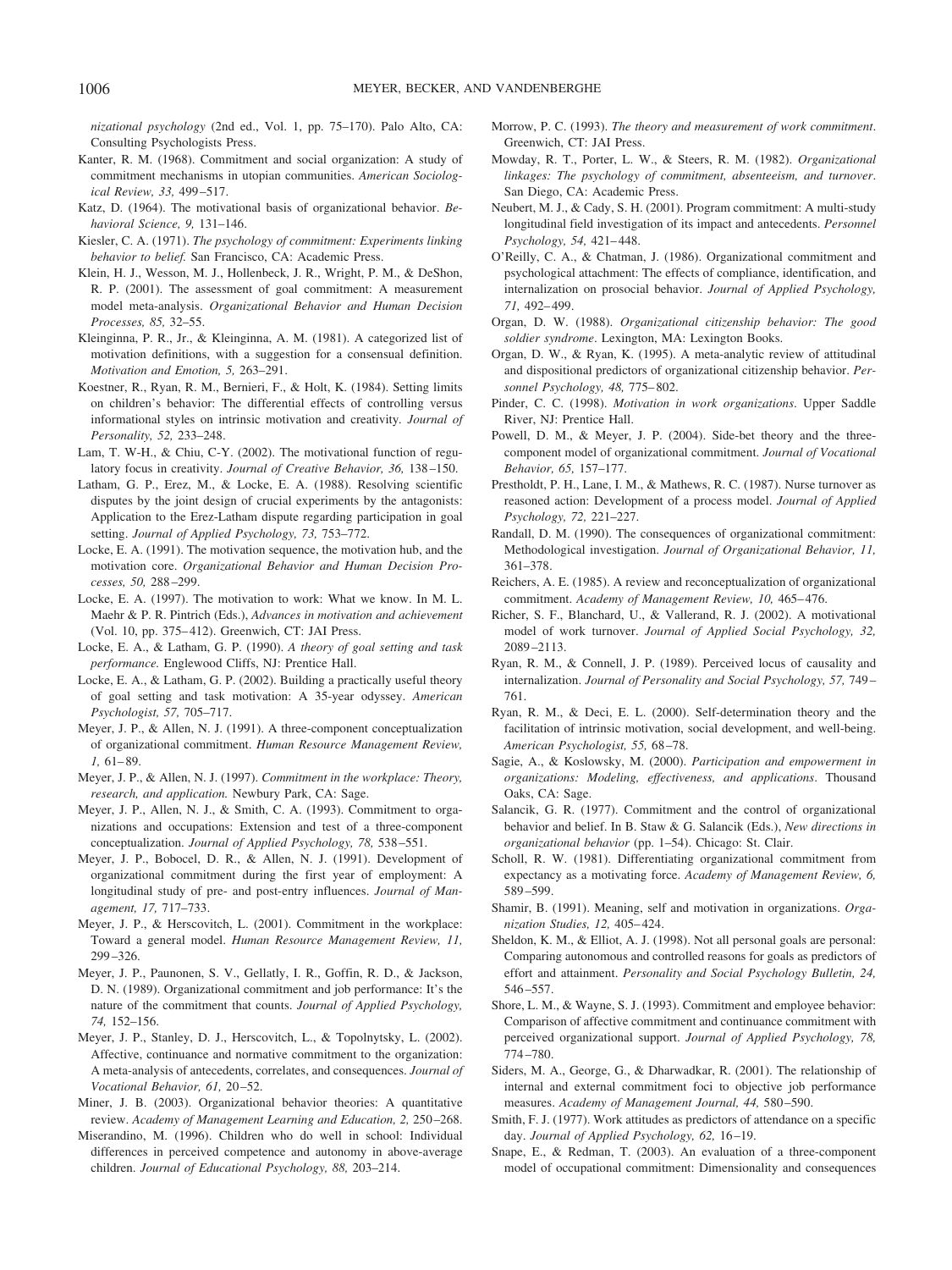*nizational psychology* (2nd ed., Vol. 1, pp. 75–170). Palo Alto, CA: Consulting Psychologists Press.

Kanter, R. M. (1968). Commitment and social organization: A study of commitment mechanisms in utopian communities. *American Sociological Review, 33,* 499–517.

Katz, D. (1964). The motivational basis of organizational behavior. *Behavioral Science, 9,* 131–146.

Kiesler, C. A. (1971). *The psychology of commitment: Experiments linking behavior to belief.* San Francisco, CA: Academic Press.

Klein, H. J., Wesson, M. J., Hollenbeck, J. R., Wright, P. M., & DeShon, R. P. (2001). The assessment of goal commitment: A measurement model meta-analysis. *Organizational Behavior and Human Decision Processes, 85,* 32–55.

Kleinginna, P. R., Jr., & Kleinginna, A. M. (1981). A categorized list of motivation definitions, with a suggestion for a consensual definition. *Motivation and Emotion, 5,* 263–291.

Koestner, R., Ryan, R. M., Bernieri, F., & Holt, K. (1984). Setting limits on children's behavior: The differential effects of controlling versus informational styles on intrinsic motivation and creativity. *Journal of Personality, 52,* 233–248.

Lam, T. W-H., & Chiu, C-Y. (2002). The motivational function of regulatory focus in creativity. *Journal of Creative Behavior, 36,* 138–150.

Latham, G. P., Erez, M., & Locke, E. A. (1988). Resolving scientific disputes by the joint design of crucial experiments by the antagonists: Application to the Erez-Latham dispute regarding participation in goal setting. *Journal of Applied Psychology, 73,* 753–772.

Locke, E. A. (1991). The motivation sequence, the motivation hub, and the motivation core. *Organizational Behavior and Human Decision Processes, 50,* 288–299.

Locke, E. A. (1997). The motivation to work: What we know. In M. L. Maehr & P. R. Pintrich (Eds.), *Advances in motivation and achievement* (Vol. 10, pp. 375–412). Greenwich, CT: JAI Press.

Locke, E. A., & Latham, G. P. (1990). *A theory of goal setting and task performance.* Englewood Cliffs, NJ: Prentice Hall.

Locke, E. A., & Latham, G. P. (2002). Building a practically useful theory of goal setting and task motivation: A 35-year odyssey. *American Psychologist, 57,* 705–717.

Meyer, J. P., & Allen, N. J. (1991). A three-component conceptualization of organizational commitment. *Human Resource Management Review, 1,* 61–89.

Meyer, J. P., & Allen, N. J. (1997). *Commitment in the workplace: Theory, research, and application.* Newbury Park, CA: Sage.

Meyer, J. P., Allen, N. J., & Smith, C. A. (1993). Commitment to organizations and occupations: Extension and test of a three-component conceptualization. *Journal of Applied Psychology, 78,* 538–551.

Meyer, J. P., Bobocel, D. R., & Allen, N. J. (1991). Development of organizational commitment during the first year of employment: A longitudinal study of pre- and post-entry influences. *Journal of Management, 17,* 717–733.

Meyer, J. P., & Herscovitch, L. (2001). Commitment in the workplace: Toward a general model. *Human Resource Management Review, 11,* 299–326.

Meyer, J. P., Paunonen, S. V., Gellatly, I. R., Goffin, R. D., & Jackson, D. N. (1989). Organizational commitment and job performance: It's the nature of the commitment that counts. *Journal of Applied Psychology, 74,* 152–156.

Meyer, J. P., Stanley, D. J., Herscovitch, L., & Topolnytsky, L. (2002). Affective, continuance and normative commitment to the organization: A meta-analysis of antecedents, correlates, and consequences. *Journal of Vocational Behavior, 61,* 20–52.

Miner, J. B. (2003). Organizational behavior theories: A quantitative review. *Academy of Management Learning and Education, 2,* 250–268.

Miserandino, M. (1996). Children who do well in school: Individual differences in perceived competence and autonomy in above-average children. *Journal of Educational Psychology, 88,* 203–214.

Morrow, P. C. (1993). *The theory and measurement of work commitment.* Greenwich, CT: JAI Press.

Mowday, R. T., Porter, L. W., & Steers, R. M. (1982). *Organizational linkages: The psychology of commitment, absenteeism, and turnover.* San Diego, CA: Academic Press.

Neubert, M. J., & Cady, S. H. (2001). Program commitment: A multi-study longitudinal field investigation of its impact and antecedents. *Personnel Psychology, 54,* 421–448.

O'Reilly, C. A., & Chatman, J. (1986). Organizational commitment and psychological attachment: The effects of compliance, identification, and internalization on prosocial behavior. *Journal of Applied Psychology, 71,* 492–499.

Organ, D. W. (1988). *Organizational citizenship behavior: The good soldier syndrome.* Lexington, MA: Lexington Books.

Organ, D. W., & Ryan, K. (1995). A meta-analytic review of attitudinal and dispositional predictors of organizational citizenship behavior. *Personnel Psychology, 48,* 775–802.

Pinder, C. C. (1998). *Motivation in work organizations.* Upper Saddle River, NJ: Prentice Hall.

Powell, D. M., & Meyer, J. P. (2004). Side-bet theory and the three-component model of organizational commitment. *Journal of Vocational Behavior, 65,* 157–177.

Prestholdt, P. H., Lane, I. M., & Mathews, R. C. (1987). Nurse turnover as reasoned action: Development of a process model. *Journal of Applied Psychology, 72,* 221–227.

Randall, D. M. (1990). The consequences of organizational commitment: Methodological investigation. *Journal of Organizational Behavior, 11,* 361–378.

Reichers, A. E. (1985). A review and reconceptualization of organizational commitment. *Academy of Management Review, 10,* 465–476.

Richer, S. F., Blanchard, U., & Vallerand, R. J. (2002). A motivational model of work turnover. *Journal of Applied Social Psychology, 32,* 2089–2113.

Ryan, R. M., & Connell, J. P. (1989). Perceived locus of causality and internalization. *Journal of Personality and Social Psychology, 57,* 749–761.

Ryan, R. M., & Deci, E. L. (2000). Self-determination theory and the facilitation of intrinsic motivation, social development, and well-being. *American Psychologist, 55,* 68–78.

Sagie, A., & Koslowsky, M. (2000). *Participation and empowerment in organizations: Modeling, effectiveness, and applications.* Thousand Oaks, CA: Sage.

Salancik, G. R. (1977). Commitment and the control of organizational behavior and belief. In B. Staw & G. Salancik (Eds.), *New directions in organizational behavior* (pp. 1–54). Chicago: St. Clair.

Scholl, R. W. (1981). Differentiating organizational commitment from expectancy as a motivating force. *Academy of Management Review, 6,* 589–599.

Shamir, B. (1991). Meaning, self and motivation in organizations. *Organization Studies, 12,* 405–424.

Sheldon, K. M., & Elliot, A. J. (1998). Not all personal goals are personal: Comparing autonomous and controlled reasons for goals as predictors of effort and attainment. *Personality and Social Psychology Bulletin, 24,* 546–557.

Shore, L. M., & Wayne, S. J. (1993). Commitment and employee behavior: Comparison of affective commitment and continuance commitment with perceived organizational support. *Journal of Applied Psychology, 78,* 774–780.

Siders, M. A., George, G., & Dharwadkar, R. (2001). The relationship of internal and external commitment foci to objective job performance measures. *Academy of Management Journal, 44,* 580–590.

Smith, F. J. (1977). Work attitudes as predictors of attendance on a specific day. *Journal of Applied Psychology, 62,* 16–19.

Snape, E., & Redman, T. (2003). An evaluation of a three-component model of occupational commitment: Dimensionality and consequences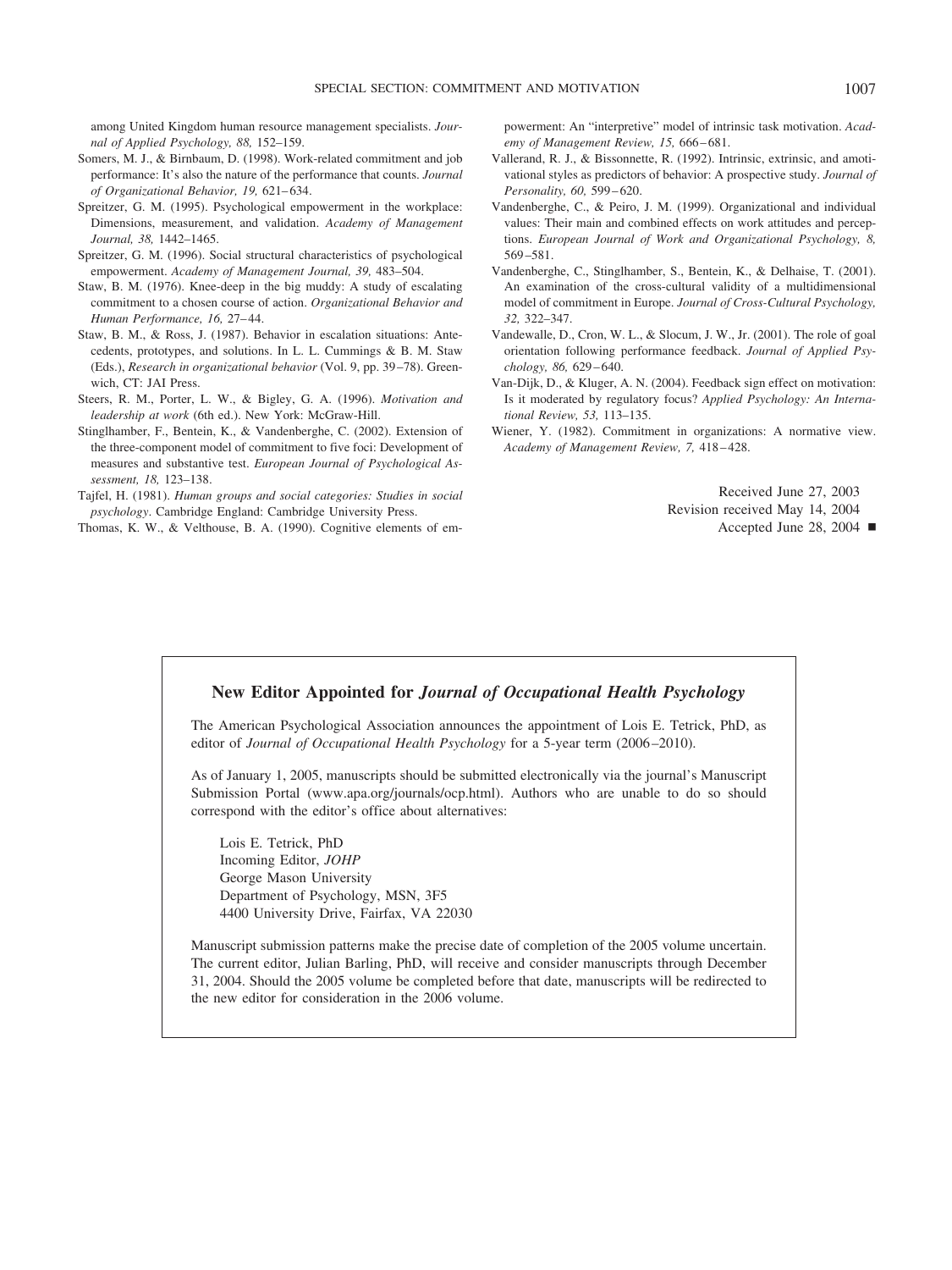among United Kingdom human resource management specialists. *Journal of Applied Psychology, 88,* 152–159.

Somers, M. J., & Birnbaum, D. (1998). Work-related commitment and job performance: It's also the nature of the performance that counts. *Journal of Organizational Behavior, 19,* 621–634.

Spreitzer, G. M. (1995). Psychological empowerment in the workplace: Dimensions, measurement, and validation. *Academy of Management Journal, 38,* 1442–1465.

Spreitzer, G. M. (1996). Social structural characteristics of psychological empowerment. *Academy of Management Journal, 39,* 483–504.

Staw, B. M. (1976). Knee-deep in the big muddy: A study of escalating commitment to a chosen course of action. *Organizational Behavior and Human Performance, 16,* 27–44.

Staw, B. M., & Ross, J. (1987). Behavior in escalation situations: Antecedents, prototypes, and solutions. In L. L. Cummings & B. M. Staw (Eds.), *Research in organizational behavior* (Vol. 9, pp. 39–78). Greenwich, CT: JAI Press.

Steers, R. M., Porter, L. W., & Bigley, G. A. (1996). *Motivation and leadership at work* (6th ed.). New York: McGraw-Hill.

Stinglhamber, F., Bentein, K., & Vandenberghe, C. (2002). Extension of the three-component model of commitment to five foci: Development of measures and substantive test. *European Journal of Psychological Assessment, 18,* 123–138.

Tajfel, H. (1981). *Human groups and social categories: Studies in social psychology*. Cambridge England: Cambridge University Press.

Thomas, K. W., & Velthouse, B. A. (1990). Cognitive elements of empowerment: An "interpretive" model of intrinsic task motivation. *Academy of Management Review, 15,* 666–681.

Vallerand, R. J., & Bissonnette, R. (1992). Intrinsic, extrinsic, and amotivational styles as predictors of behavior: A prospective study. *Journal of Personality, 60,* 599–620.

Vandenberghe, C., & Peiro, J. M. (1999). Organizational and individual values: Their main and combined effects on work attitudes and perceptions. *European Journal of Work and Organizational Psychology, 8,* 569–581.

Vandenberghe, C., Stinglhamber, S., Bentein, K., & Delhaise, T. (2001). An examination of the cross-cultural validity of a multidimensional model of commitment in Europe. *Journal of Cross-Cultural Psychology, 32,* 322–347.

Vandewalle, D., Cron, W. L., & Slocum, J. W., Jr. (2001). The role of goal orientation following performance feedback. *Journal of Applied Psychology, 86,* 629–640.

Van-Dijk, D., & Kluger, A. N. (2004). Feedback sign effect on motivation: Is it moderated by regulatory focus? *Applied Psychology: An International Review, 53,* 113–135.

Wiener, Y. (1982). Commitment in organizations: A normative view. *Academy of Management Review, 7,* 418–428.

Received June 27, 2003
Revision received May 14, 2004
Accepted June 28, 2004 ■

## New Editor Appointed for *Journal of Occupational Health Psychology*

The American Psychological Association announces the appointment of Lois E. Tetrick, PhD, as editor of *Journal of Occupational Health Psychology* for a 5-year term (2006–2010).

As of January 1, 2005, manuscripts should be submitted electronically via the journal's Manuscript Submission Portal (www.apa.org/journals/ocp.html). Authors who are unable to do so should correspond with the editor's office about alternatives:

Lois E. Tetrick, PhD
Incoming Editor, *JOHP*
George Mason University
Department of Psychology, MSN, 3F5
4400 University Drive, Fairfax, VA 22030

Manuscript submission patterns make the precise date of completion of the 2005 volume uncertain. The current editor, Julian Barling, PhD, will receive and consider manuscripts through December 31, 2004. Should the 2005 volume be completed before that date, manuscripts will be redirected to the new editor for consideration in the 2006 volume.